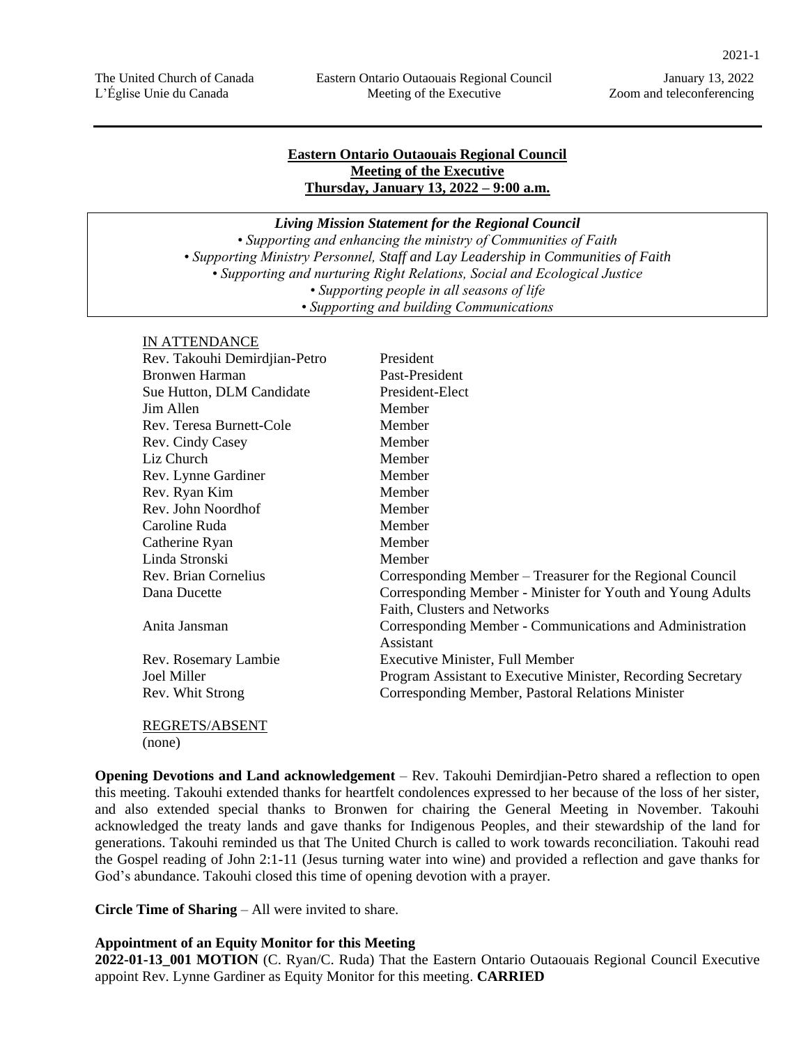**Eastern Ontario Outaouais Regional Council**
**Meeting of the Executive**
**Thursday, January 13, 2022 – 9:00 a.m.**

***Living Mission Statement for the Regional Council***

*• Supporting and enhancing the ministry of Communities of Faith*
*• Supporting Ministry Personnel, Staff and Lay Leadership in Communities of Faith*
*• Supporting and nurturing Right Relations, Social and Ecological Justice*
*• Supporting people in all seasons of life*
*• Supporting and building Communications*

IN ATTENDANCE

| | |
|---|---|
| Rev. Takouhi Demirdjian-Petro | President |
| Bronwen Harman | Past-President |
| Sue Hutton, DLM Candidate | President-Elect |
| Jim Allen | Member |
| Rev. Teresa Burnett-Cole | Member |
| Rev. Cindy Casey | Member |
| Liz Church | Member |
| Rev. Lynne Gardiner | Member |
| Rev. Ryan Kim | Member |
| Rev. John Noordhof | Member |
| Caroline Ruda | Member |
| Catherine Ryan | Member |
| Linda Stronski | Member |
| Rev. Brian Cornelius | Corresponding Member – Treasurer for the Regional Council |
| Dana Ducette | Corresponding Member - Minister for Youth and Young Adults Faith, Clusters and Networks |
| Anita Jansman | Corresponding Member - Communications and Administration Assistant |
| Rev. Rosemary Lambie | Executive Minister, Full Member |
| Joel Miller | Program Assistant to Executive Minister, Recording Secretary |
| Rev. Whit Strong | Corresponding Member, Pastoral Relations Minister |

REGRETS/ABSENT
(none)

**Opening Devotions and Land acknowledgement** – Rev. Takouhi Demirdjian-Petro shared a reflection to open this meeting. Takouhi extended thanks for heartfelt condolences expressed to her because of the loss of her sister, and also extended special thanks to Bronwen for chairing the General Meeting in November. Takouhi acknowledged the treaty lands and gave thanks for Indigenous Peoples, and their stewardship of the land for generations. Takouhi reminded us that The United Church is called to work towards reconciliation. Takouhi read the Gospel reading of John 2:1-11 (Jesus turning water into wine) and provided a reflection and gave thanks for God's abundance. Takouhi closed this time of opening devotion with a prayer.

**Circle Time of Sharing** – All were invited to share.

**Appointment of an Equity Monitor for this Meeting**

**2022-01-13_001 MOTION** (C. Ryan/C. Ruda) That the Eastern Ontario Outaouais Regional Council Executive appoint Rev. Lynne Gardiner as Equity Monitor for this meeting. **CARRIED**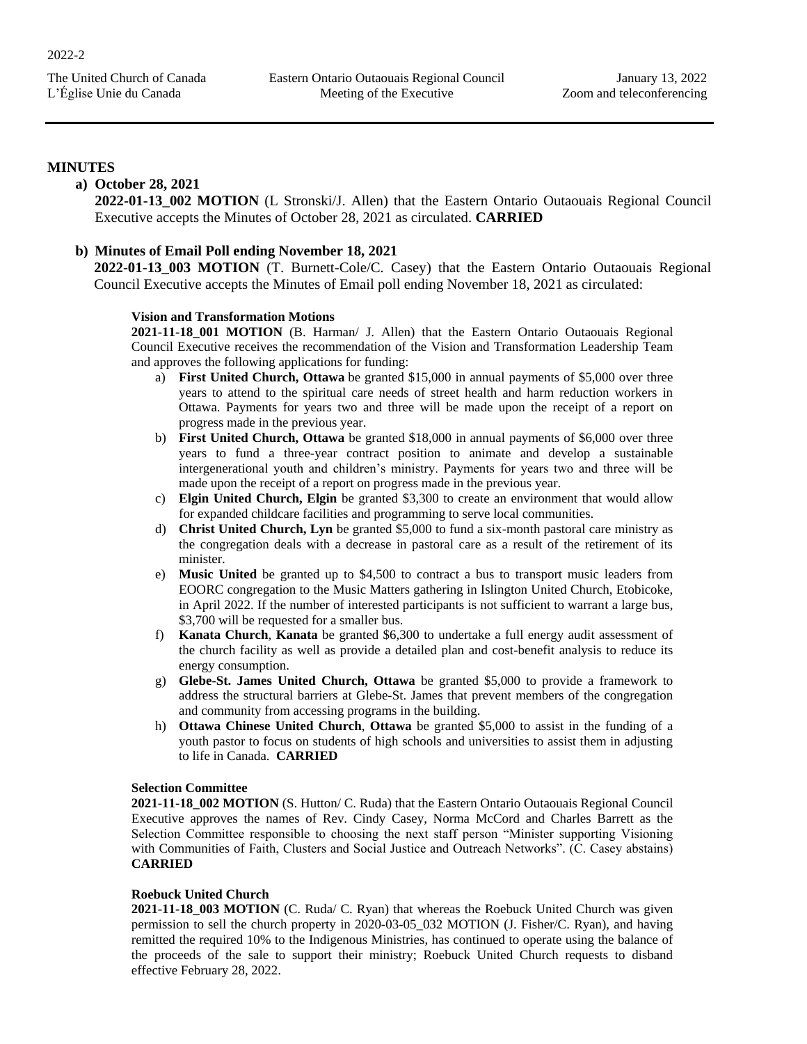## MINUTES

**a) October 28, 2021**

**2022-01-13_002 MOTION** (L Stronski/J. Allen) that the Eastern Ontario Outaouais Regional Council Executive accepts the Minutes of October 28, 2021 as circulated. **CARRIED**

**b) Minutes of Email Poll ending November 18, 2021**

**2022-01-13_003 MOTION** (T. Burnett-Cole/C. Casey) that the Eastern Ontario Outaouais Regional Council Executive accepts the Minutes of Email poll ending November 18, 2021 as circulated:

**Vision and Transformation Motions**

**2021-11-18_001 MOTION** (B. Harman/ J. Allen) that the Eastern Ontario Outaouais Regional Council Executive receives the recommendation of the Vision and Transformation Leadership Team and approves the following applications for funding:

a) **First United Church, Ottawa** be granted $15,000 in annual payments of $5,000 over three years to attend to the spiritual care needs of street health and harm reduction workers in Ottawa. Payments for years two and three will be made upon the receipt of a report on progress made in the previous year.
b) **First United Church, Ottawa** be granted $18,000 in annual payments of $6,000 over three years to fund a three-year contract position to animate and develop a sustainable intergenerational youth and children's ministry. Payments for years two and three will be made upon the receipt of a report on progress made in the previous year.
c) **Elgin United Church, Elgin** be granted $3,300 to create an environment that would allow for expanded childcare facilities and programming to serve local communities.
d) **Christ United Church, Lyn** be granted $5,000 to fund a six-month pastoral care ministry as the congregation deals with a decrease in pastoral care as a result of the retirement of its minister.
e) **Music United** be granted up to $4,500 to contract a bus to transport music leaders from EOORC congregation to the Music Matters gathering in Islington United Church, Etobicoke, in April 2022. If the number of interested participants is not sufficient to warrant a large bus, $3,700 will be requested for a smaller bus.
f) **Kanata Church**, **Kanata** be granted $6,300 to undertake a full energy audit assessment of the church facility as well as provide a detailed plan and cost-benefit analysis to reduce its energy consumption.
g) **Glebe-St. James United Church, Ottawa** be granted $5,000 to provide a framework to address the structural barriers at Glebe-St. James that prevent members of the congregation and community from accessing programs in the building.
h) **Ottawa Chinese United Church**, **Ottawa** be granted $5,000 to assist in the funding of a youth pastor to focus on students of high schools and universities to assist them in adjusting to life in Canada. **CARRIED**

**Selection Committee**

**2021-11-18_002 MOTION** (S. Hutton/ C. Ruda) that the Eastern Ontario Outaouais Regional Council Executive approves the names of Rev. Cindy Casey, Norma McCord and Charles Barrett as the Selection Committee responsible to choosing the next staff person "Minister supporting Visioning with Communities of Faith, Clusters and Social Justice and Outreach Networks". (C. Casey abstains) **CARRIED**

**Roebuck United Church**

**2021-11-18_003 MOTION** (C. Ruda/ C. Ryan) that whereas the Roebuck United Church was given permission to sell the church property in 2020-03-05_032 MOTION (J. Fisher/C. Ryan), and having remitted the required 10% to the Indigenous Ministries, has continued to operate using the balance of the proceeds of the sale to support their ministry; Roebuck United Church requests to disband effective February 28, 2022.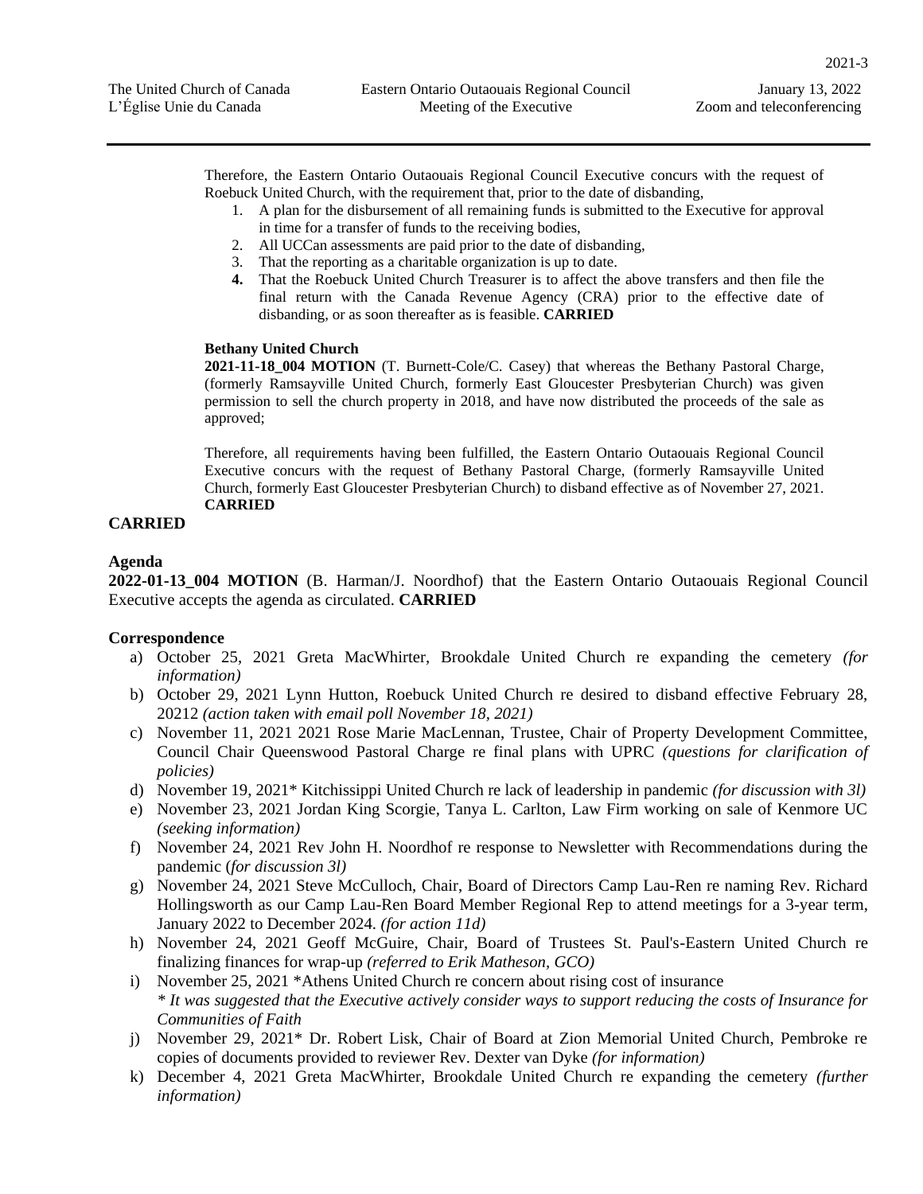Therefore, the Eastern Ontario Outaouais Regional Council Executive concurs with the request of Roebuck United Church, with the requirement that, prior to the date of disbanding,

1. A plan for the disbursement of all remaining funds is submitted to the Executive for approval in time for a transfer of funds to the receiving bodies,
2. All UCCan assessments are paid prior to the date of disbanding,
3. That the reporting as a charitable organization is up to date.
4. That the Roebuck United Church Treasurer is to affect the above transfers and then file the final return with the Canada Revenue Agency (CRA) prior to the effective date of disbanding, or as soon thereafter as is feasible. **CARRIED**

**Bethany United Church**

**2021-11-18_004 MOTION** (T. Burnett-Cole/C. Casey) that whereas the Bethany Pastoral Charge, (formerly Ramsayville United Church, formerly East Gloucester Presbyterian Church) was given permission to sell the church property in 2018, and have now distributed the proceeds of the sale as approved;

Therefore, all requirements having been fulfilled, the Eastern Ontario Outaouais Regional Council Executive concurs with the request of Bethany Pastoral Charge, (formerly Ramsayville United Church, formerly East Gloucester Presbyterian Church) to disband effective as of November 27, 2021. **CARRIED**

**CARRIED**

**Agenda**

**2022-01-13_004 MOTION** (B. Harman/J. Noordhof) that the Eastern Ontario Outaouais Regional Council Executive accepts the agenda as circulated. **CARRIED**

**Correspondence**

a) October 25, 2021 Greta MacWhirter, Brookdale United Church re expanding the cemetery *(for information)*
b) October 29, 2021 Lynn Hutton, Roebuck United Church re desired to disband effective February 28, 20212 *(action taken with email poll November 18, 2021)*
c) November 11, 2021 2021 Rose Marie MacLennan, Trustee, Chair of Property Development Committee, Council Chair Queenswood Pastoral Charge re final plans with UPRC *(questions for clarification of policies)*
d) November 19, 2021* Kitchissippi United Church re lack of leadership in pandemic *(for discussion with 3l)*
e) November 23, 2021 Jordan King Scorgie, Tanya L. Carlton, Law Firm working on sale of Kenmore UC *(seeking information)*
f) November 24, 2021 Rev John H. Noordhof re response to Newsletter with Recommendations during the pandemic (*for discussion 3l)*
g) November 24, 2021 Steve McCulloch, Chair, Board of Directors Camp Lau-Ren re naming Rev. Richard Hollingsworth as our Camp Lau-Ren Board Member Regional Rep to attend meetings for a 3-year term, January 2022 to December 2024. *(for action 11d)*
h) November 24, 2021 Geoff McGuire, Chair, Board of Trustees St. Paul's-Eastern United Church re finalizing finances for wrap-up *(referred to Erik Matheson, GCO)*
i) November 25, 2021 *Athens United Church re concern about rising cost of insurance
   *\* It was suggested that the Executive actively consider ways to support reducing the costs of Insurance for Communities of Faith*
j) November 29, 2021* Dr. Robert Lisk, Chair of Board at Zion Memorial United Church, Pembroke re copies of documents provided to reviewer Rev. Dexter van Dyke *(for information)*
k) December 4, 2021 Greta MacWhirter, Brookdale United Church re expanding the cemetery *(further information)*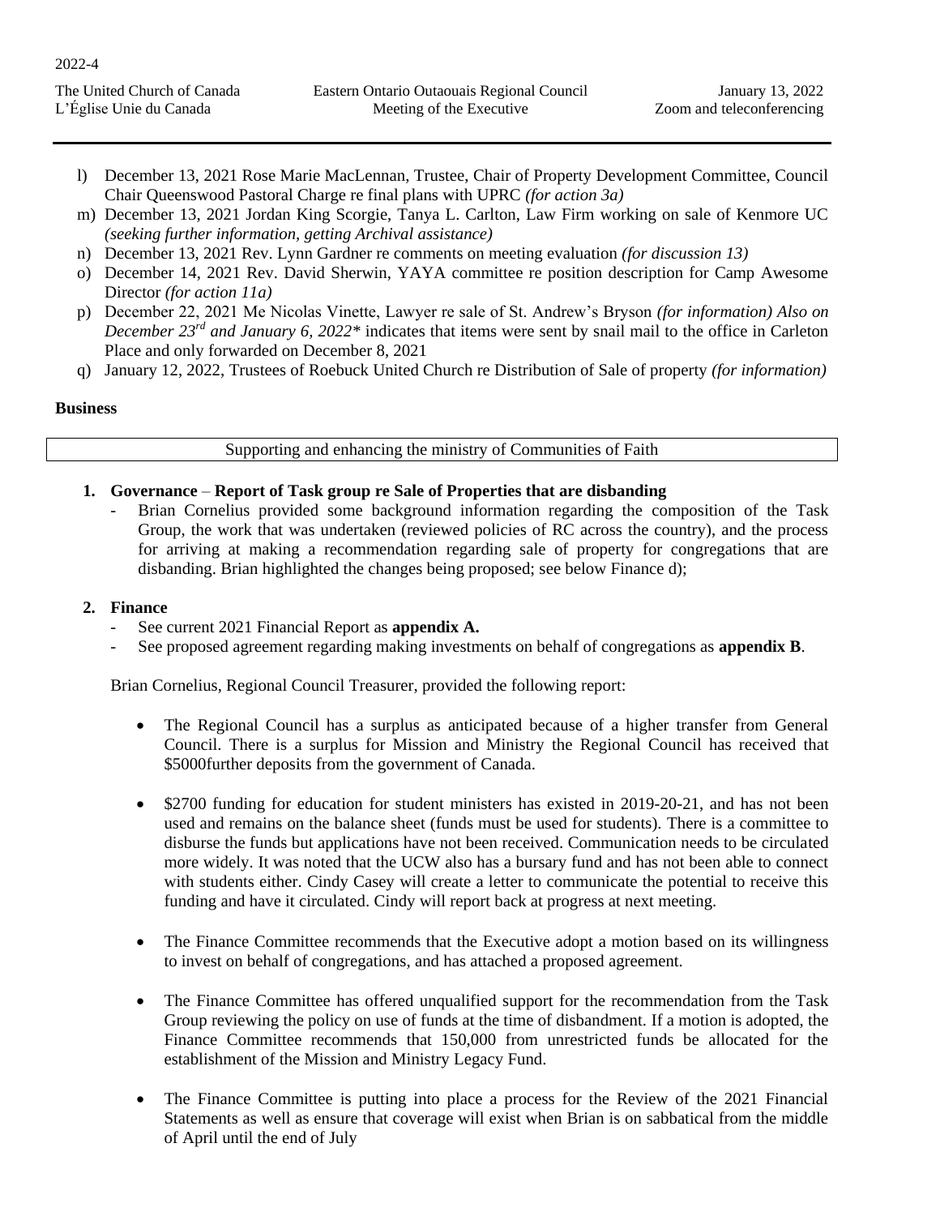l) December 13, 2021 Rose Marie MacLennan, Trustee, Chair of Property Development Committee, Council Chair Queenswood Pastoral Charge re final plans with UPRC *(for action 3a)*
m) December 13, 2021 Jordan King Scorgie, Tanya L. Carlton, Law Firm working on sale of Kenmore UC *(seeking further information, getting Archival assistance)*
n) December 13, 2021 Rev. Lynn Gardner re comments on meeting evaluation *(for discussion 13)*
o) December 14, 2021 Rev. David Sherwin, YAYA committee re position description for Camp Awesome Director *(for action 11a)*
p) December 22, 2021 Me Nicolas Vinette, Lawyer re sale of St. Andrew's Bryson *(for information) Also on December 23rd and January 6, 2022** indicates that items were sent by snail mail to the office in Carleton Place and only forwarded on December 8, 2021
q) January 12, 2022, Trustees of Roebuck United Church re Distribution of Sale of property *(for information)*

**Business**

Supporting and enhancing the ministry of Communities of Faith

1. **Governance** – **Report of Task group re Sale of Properties that are disbanding**
   - Brian Cornelius provided some background information regarding the composition of the Task Group, the work that was undertaken (reviewed policies of RC across the country), and the process for arriving at making a recommendation regarding sale of property for congregations that are disbanding. Brian highlighted the changes being proposed; see below Finance d);

2. **Finance**
   - See current 2021 Financial Report as **appendix A.**
   - See proposed agreement regarding making investments on behalf of congregations as **appendix B**.

   Brian Cornelius, Regional Council Treasurer, provided the following report:

   - The Regional Council has a surplus as anticipated because of a higher transfer from General Council. There is a surplus for Mission and Ministry the Regional Council has received that \$5000further deposits from the government of Canada.

   - \$2700 funding for education for student ministers has existed in 2019-20-21, and has not been used and remains on the balance sheet (funds must be used for students). There is a committee to disburse the funds but applications have not been received. Communication needs to be circulated more widely. It was noted that the UCW also has a bursary fund and has not been able to connect with students either. Cindy Casey will create a letter to communicate the potential to receive this funding and have it circulated. Cindy will report back at progress at next meeting.

   - The Finance Committee recommends that the Executive adopt a motion based on its willingness to invest on behalf of congregations, and has attached a proposed agreement.

   - The Finance Committee has offered unqualified support for the recommendation from the Task Group reviewing the policy on use of funds at the time of disbandment. If a motion is adopted, the Finance Committee recommends that 150,000 from unrestricted funds be allocated for the establishment of the Mission and Ministry Legacy Fund.

   - The Finance Committee is putting into place a process for the Review of the 2021 Financial Statements as well as ensure that coverage will exist when Brian is on sabbatical from the middle of April until the end of July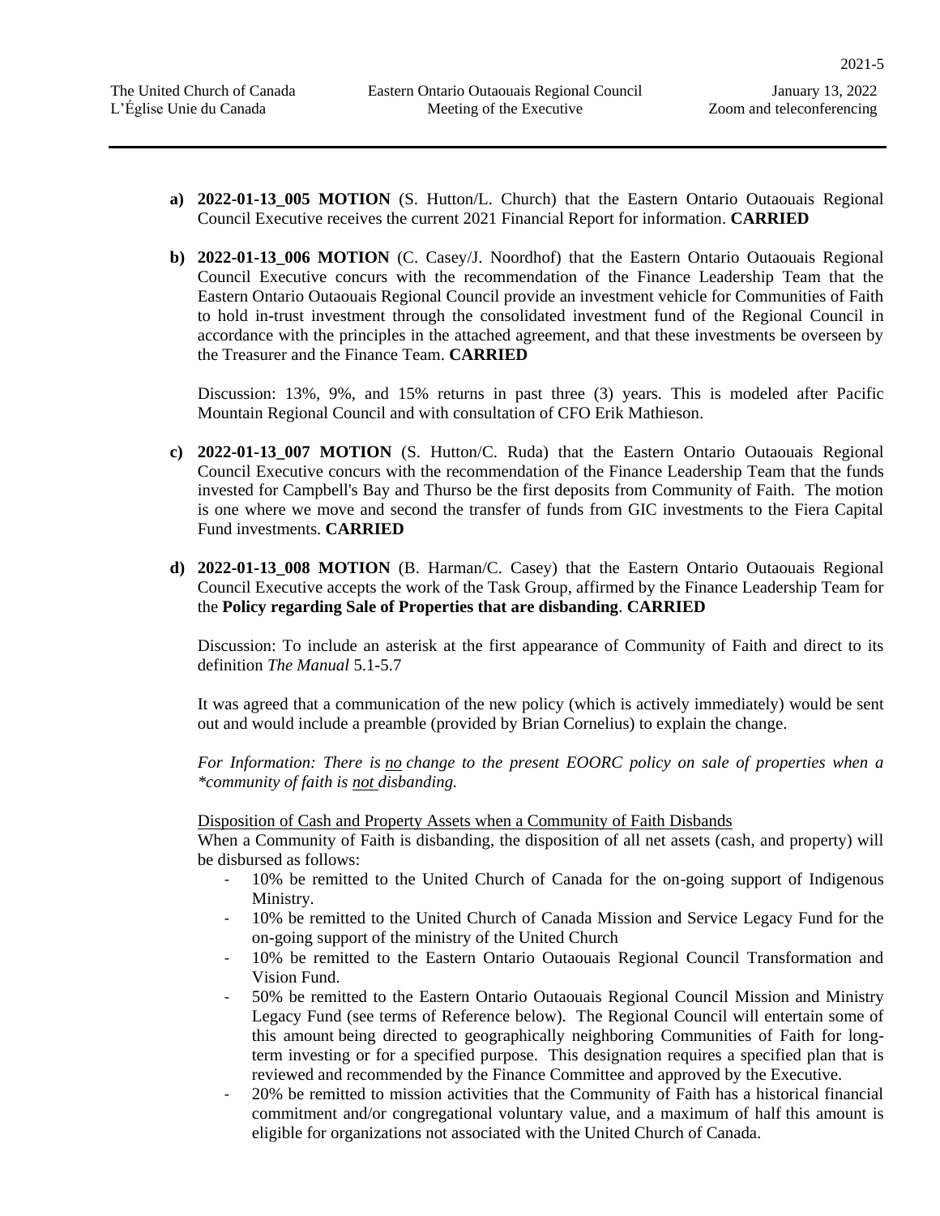**a) 2022-01-13_005 MOTION** (S. Hutton/L. Church) that the Eastern Ontario Outaouais Regional Council Executive receives the current 2021 Financial Report for information. **CARRIED**

**b) 2022-01-13_006 MOTION** (C. Casey/J. Noordhof) that the Eastern Ontario Outaouais Regional Council Executive concurs with the recommendation of the Finance Leadership Team that the Eastern Ontario Outaouais Regional Council provide an investment vehicle for Communities of Faith to hold in-trust investment through the consolidated investment fund of the Regional Council in accordance with the principles in the attached agreement, and that these investments be overseen by the Treasurer and the Finance Team. **CARRIED**

Discussion: 13%, 9%, and 15% returns in past three (3) years. This is modeled after Pacific Mountain Regional Council and with consultation of CFO Erik Mathieson.

**c) 2022-01-13_007 MOTION** (S. Hutton/C. Ruda) that the Eastern Ontario Outaouais Regional Council Executive concurs with the recommendation of the Finance Leadership Team that the funds invested for Campbell's Bay and Thurso be the first deposits from Community of Faith. The motion is one where we move and second the transfer of funds from GIC investments to the Fiera Capital Fund investments. **CARRIED**

**d) 2022-01-13_008 MOTION** (B. Harman/C. Casey) that the Eastern Ontario Outaouais Regional Council Executive accepts the work of the Task Group, affirmed by the Finance Leadership Team for the **Policy regarding Sale of Properties that are disbanding**. **CARRIED**

Discussion: To include an asterisk at the first appearance of Community of Faith and direct to its definition *The Manual* 5.1-5.7

It was agreed that a communication of the new policy (which is actively immediately) would be sent out and would include a preamble (provided by Brian Cornelius) to explain the change.

*For Information: There is no change to the present EOORC policy on sale of properties when a *community of faith is not disbanding.*

Disposition of Cash and Property Assets when a Community of Faith Disbands

When a Community of Faith is disbanding, the disposition of all net assets (cash, and property) will be disbursed as follows:

- 10% be remitted to the United Church of Canada for the on-going support of Indigenous Ministry.
- 10% be remitted to the United Church of Canada Mission and Service Legacy Fund for the on-going support of the ministry of the United Church
- 10% be remitted to the Eastern Ontario Outaouais Regional Council Transformation and Vision Fund.
- 50% be remitted to the Eastern Ontario Outaouais Regional Council Mission and Ministry Legacy Fund (see terms of Reference below). The Regional Council will entertain some of this amount being directed to geographically neighboring Communities of Faith for long-term investing or for a specified purpose. This designation requires a specified plan that is reviewed and recommended by the Finance Committee and approved by the Executive.
- 20% be remitted to mission activities that the Community of Faith has a historical financial commitment and/or congregational voluntary value, and a maximum of half this amount is eligible for organizations not associated with the United Church of Canada.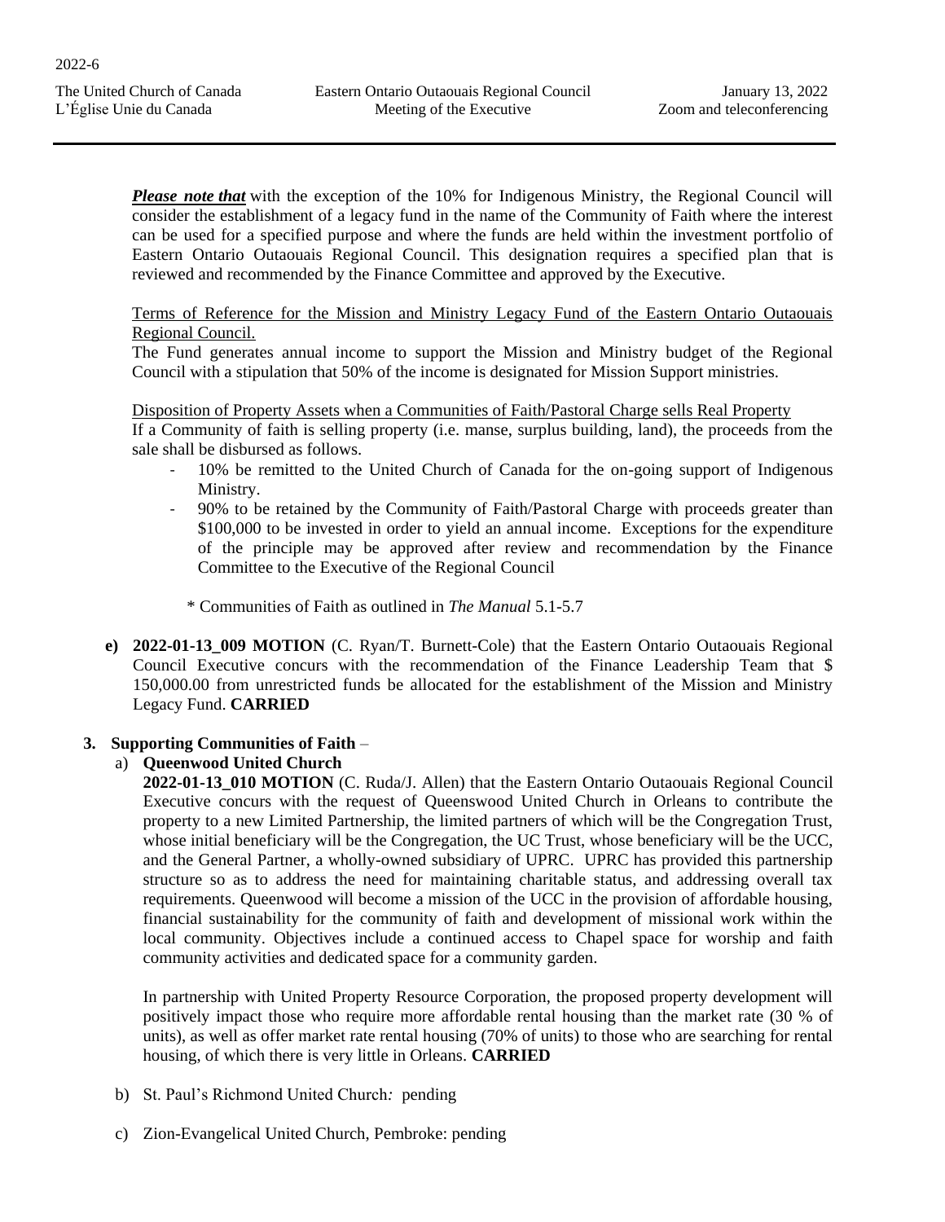***Please note that*** with the exception of the 10% for Indigenous Ministry, the Regional Council will consider the establishment of a legacy fund in the name of the Community of Faith where the interest can be used for a specified purpose and where the funds are held within the investment portfolio of Eastern Ontario Outaouais Regional Council. This designation requires a specified plan that is reviewed and recommended by the Finance Committee and approved by the Executive.

<u>Terms of Reference for the Mission and Ministry Legacy Fund of the Eastern Ontario Outaouais Regional Council.</u>
The Fund generates annual income to support the Mission and Ministry budget of the Regional Council with a stipulation that 50% of the income is designated for Mission Support ministries.

<u>Disposition of Property Assets when a Communities of Faith/Pastoral Charge sells Real Property</u>
If a Community of faith is selling property (i.e. manse, surplus building, land), the proceeds from the sale shall be disbursed as follows.

- 10% be remitted to the United Church of Canada for the on-going support of Indigenous Ministry.
- 90% to be retained by the Community of Faith/Pastoral Charge with proceeds greater than $100,000 to be invested in order to yield an annual income. Exceptions for the expenditure of the principle may be approved after review and recommendation by the Finance Committee to the Executive of the Regional Council

\* Communities of Faith as outlined in *The Manual* 5.1-5.7

**e) 2022-01-13_009 MOTION** (C. Ryan/T. Burnett-Cole) that the Eastern Ontario Outaouais Regional Council Executive concurs with the recommendation of the Finance Leadership Team that $ 150,000.00 from unrestricted funds be allocated for the establishment of the Mission and Ministry Legacy Fund. **CARRIED**

**3. Supporting Communities of Faith** –

a) **Queenwood United Church**

**2022-01-13_010 MOTION** (C. Ruda/J. Allen) that the Eastern Ontario Outaouais Regional Council Executive concurs with the request of Queenswood United Church in Orleans to contribute the property to a new Limited Partnership, the limited partners of which will be the Congregation Trust, whose initial beneficiary will be the Congregation, the UC Trust, whose beneficiary will be the UCC, and the General Partner, a wholly-owned subsidiary of UPRC. UPRC has provided this partnership structure so as to address the need for maintaining charitable status, and addressing overall tax requirements. Queenwood will become a mission of the UCC in the provision of affordable housing, financial sustainability for the community of faith and development of missional work within the local community. Objectives include a continued access to Chapel space for worship and faith community activities and dedicated space for a community garden.

In partnership with United Property Resource Corporation, the proposed property development will positively impact those who require more affordable rental housing than the market rate (30 % of units), as well as offer market rate rental housing (70% of units) to those who are searching for rental housing, of which there is very little in Orleans. **CARRIED**

b) St. Paul's Richmond United Church*:* pending

c) Zion-Evangelical United Church, Pembroke: pending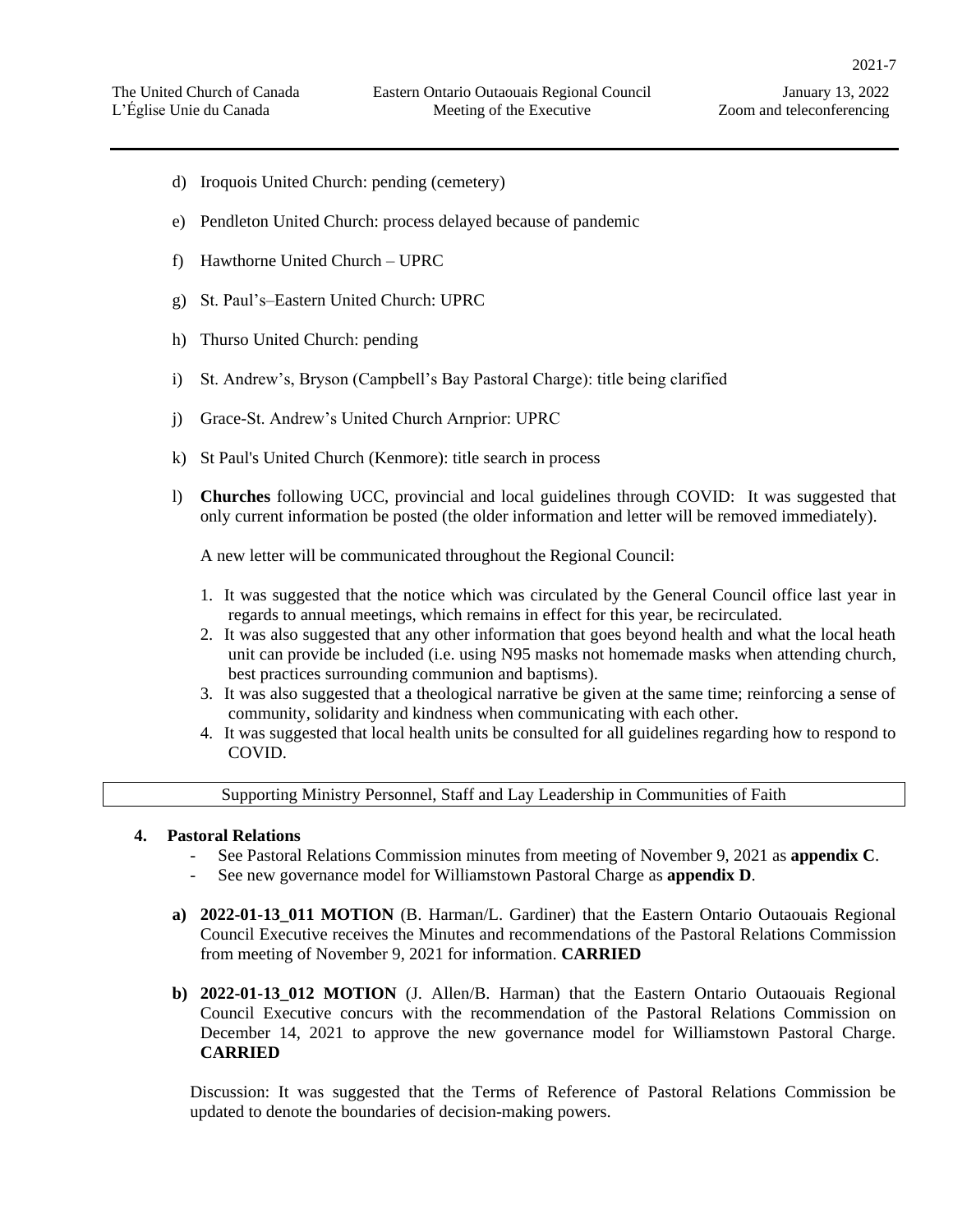d) Iroquois United Church: pending (cemetery)

e) Pendleton United Church: process delayed because of pandemic

f) Hawthorne United Church – UPRC

g) St. Paul's–Eastern United Church: UPRC

h) Thurso United Church: pending

i) St. Andrew's, Bryson (Campbell's Bay Pastoral Charge): title being clarified

j) Grace-St. Andrew's United Church Arnprior: UPRC

k) St Paul's United Church (Kenmore): title search in process

l) **Churches** following UCC, provincial and local guidelines through COVID: It was suggested that only current information be posted (the older information and letter will be removed immediately).

A new letter will be communicated throughout the Regional Council:

1. It was suggested that the notice which was circulated by the General Council office last year in regards to annual meetings, which remains in effect for this year, be recirculated.
2. It was also suggested that any other information that goes beyond health and what the local heath unit can provide be included (i.e. using N95 masks not homemade masks when attending church, best practices surrounding communion and baptisms).
3. It was also suggested that a theological narrative be given at the same time; reinforcing a sense of community, solidarity and kindness when communicating with each other.
4. It was suggested that local health units be consulted for all guidelines regarding how to respond to COVID.

Supporting Ministry Personnel, Staff and Lay Leadership in Communities of Faith

## 4. Pastoral Relations

- See Pastoral Relations Commission minutes from meeting of November 9, 2021 as **appendix C**.
- See new governance model for Williamstown Pastoral Charge as **appendix D**.

**a) 2022-01-13_011 MOTION** (B. Harman/L. Gardiner) that the Eastern Ontario Outaouais Regional Council Executive receives the Minutes and recommendations of the Pastoral Relations Commission from meeting of November 9, 2021 for information. **CARRIED**

**b) 2022-01-13_012 MOTION** (J. Allen/B. Harman) that the Eastern Ontario Outaouais Regional Council Executive concurs with the recommendation of the Pastoral Relations Commission on December 14, 2021 to approve the new governance model for Williamstown Pastoral Charge. **CARRIED**

Discussion: It was suggested that the Terms of Reference of Pastoral Relations Commission be updated to denote the boundaries of decision-making powers.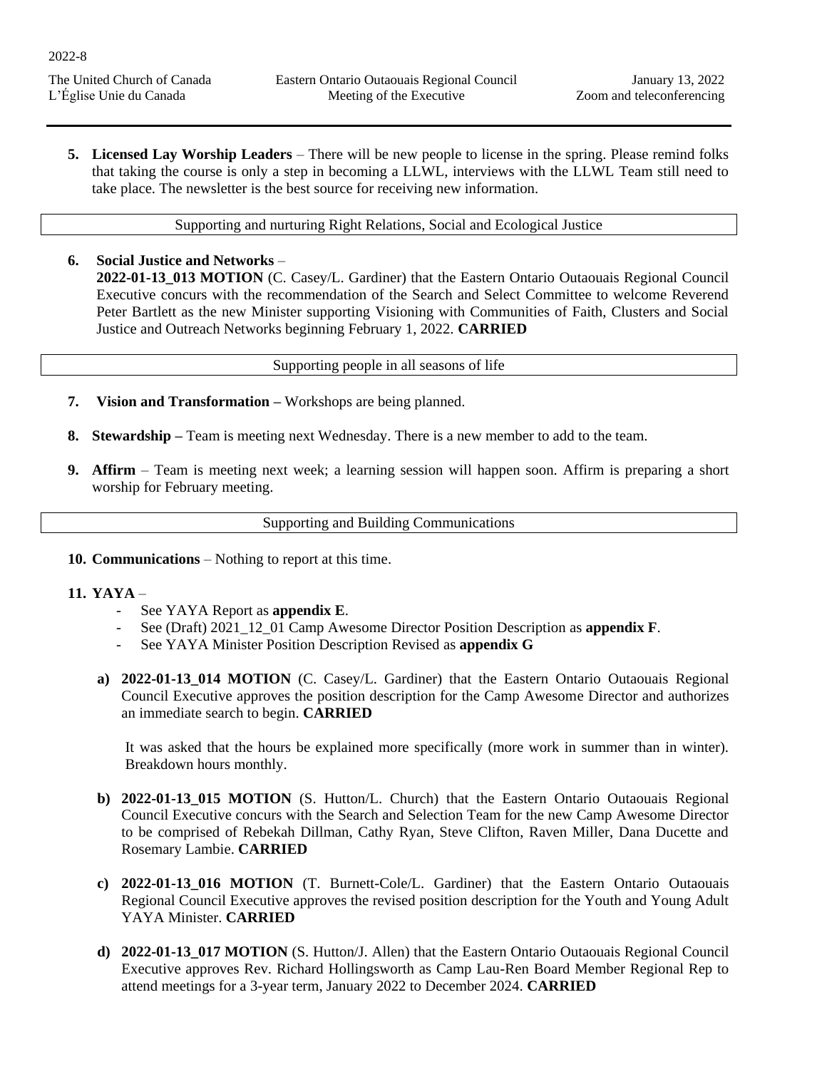5. **Licensed Lay Worship Leaders** – There will be new people to license in the spring. Please remind folks that taking the course is only a step in becoming a LLWL, interviews with the LLWL Team still need to take place. The newsletter is the best source for receiving new information.

Supporting and nurturing Right Relations, Social and Ecological Justice

6. **Social Justice and Networks** –
   **2022-01-13_013 MOTION** (C. Casey/L. Gardiner) that the Eastern Ontario Outaouais Regional Council Executive concurs with the recommendation of the Search and Select Committee to welcome Reverend Peter Bartlett as the new Minister supporting Visioning with Communities of Faith, Clusters and Social Justice and Outreach Networks beginning February 1, 2022. **CARRIED**

Supporting people in all seasons of life

7. **Vision and Transformation –** Workshops are being planned.

8. **Stewardship –** Team is meeting next Wednesday. There is a new member to add to the team.

9. **Affirm** – Team is meeting next week; a learning session will happen soon. Affirm is preparing a short worship for February meeting.

Supporting and Building Communications

10. **Communications** – Nothing to report at this time.

11. **YAYA** –
    - See YAYA Report as **appendix E**.
    - See (Draft) 2021_12_01 Camp Awesome Director Position Description as **appendix F**.
    - See YAYA Minister Position Description Revised as **appendix G**

    a) **2022-01-13_014 MOTION** (C. Casey/L. Gardiner) that the Eastern Ontario Outaouais Regional Council Executive approves the position description for the Camp Awesome Director and authorizes an immediate search to begin. **CARRIED**

       It was asked that the hours be explained more specifically (more work in summer than in winter). Breakdown hours monthly.

    b) **2022-01-13_015 MOTION** (S. Hutton/L. Church) that the Eastern Ontario Outaouais Regional Council Executive concurs with the Search and Selection Team for the new Camp Awesome Director to be comprised of Rebekah Dillman, Cathy Ryan, Steve Clifton, Raven Miller, Dana Ducette and Rosemary Lambie. **CARRIED**

    c) **2022-01-13_016 MOTION** (T. Burnett-Cole/L. Gardiner) that the Eastern Ontario Outaouais Regional Council Executive approves the revised position description for the Youth and Young Adult YAYA Minister. **CARRIED**

    d) **2022-01-13_017 MOTION** (S. Hutton/J. Allen) that the Eastern Ontario Outaouais Regional Council Executive approves Rev. Richard Hollingsworth as Camp Lau-Ren Board Member Regional Rep to attend meetings for a 3-year term, January 2022 to December 2024. **CARRIED**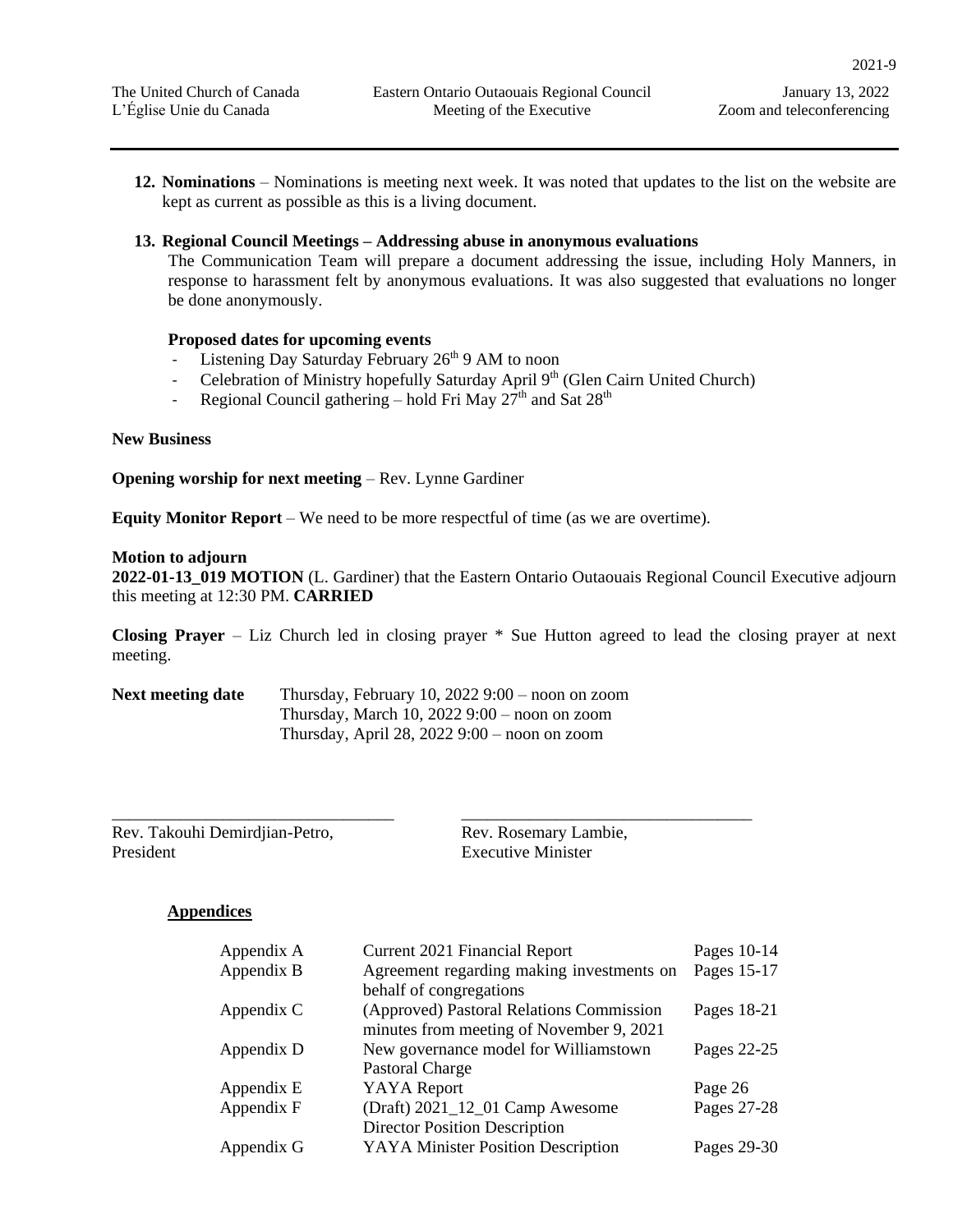12. **Nominations** – Nominations is meeting next week. It was noted that updates to the list on the website are kept as current as possible as this is a living document.

13. **Regional Council Meetings – Addressing abuse in anonymous evaluations**

    The Communication Team will prepare a document addressing the issue, including Holy Manners, in response to harassment felt by anonymous evaluations. It was also suggested that evaluations no longer be done anonymously.

    **Proposed dates for upcoming events**

    - Listening Day Saturday February 26th 9 AM to noon
    - Celebration of Ministry hopefully Saturday April 9th (Glen Cairn United Church)
    - Regional Council gathering – hold Fri May 27th and Sat 28th

**New Business**

**Opening worship for next meeting** – Rev. Lynne Gardiner

**Equity Monitor Report** – We need to be more respectful of time (as we are overtime).

**Motion to adjourn**

**2022-01-13_019 MOTION** (L. Gardiner) that the Eastern Ontario Outaouais Regional Council Executive adjourn this meeting at 12:30 PM. **CARRIED**

**Closing Prayer** – Liz Church led in closing prayer * Sue Hutton agreed to lead the closing prayer at next meeting.

**Next meeting date** Thursday, February 10, 2022 9:00 – noon on zoom
Thursday, March 10, 2022 9:00 – noon on zoom
Thursday, April 28, 2022 9:00 – noon on zoom

\_\_\_\_\_\_\_\_\_\_\_\_\_\_\_\_\_\_\_\_\_\_\_\_\_\_\_\_\_\_\_\_\_\_ \_\_\_\_\_\_\_\_\_\_\_\_\_\_\_\_\_\_\_\_\_\_\_\_\_\_\_\_\_\_\_\_\_\_

Rev. Takouhi Demirdjian-Petro, President

Rev. Rosemary Lambie, Executive Minister

**Appendices**

| | | |
|---|---|---|
| Appendix A | Current 2021 Financial Report | Pages 10-14 |
| Appendix B | Agreement regarding making investments on behalf of congregations | Pages 15-17 |
| Appendix C | (Approved) Pastoral Relations Commission minutes from meeting of November 9, 2021 | Pages 18-21 |
| Appendix D | New governance model for Williamstown Pastoral Charge | Pages 22-25 |
| Appendix E | YAYA Report | Page 26 |
| Appendix F | (Draft) 2021_12_01 Camp Awesome Director Position Description | Pages 27-28 |
| Appendix G | YAYA Minister Position Description | Pages 29-30 |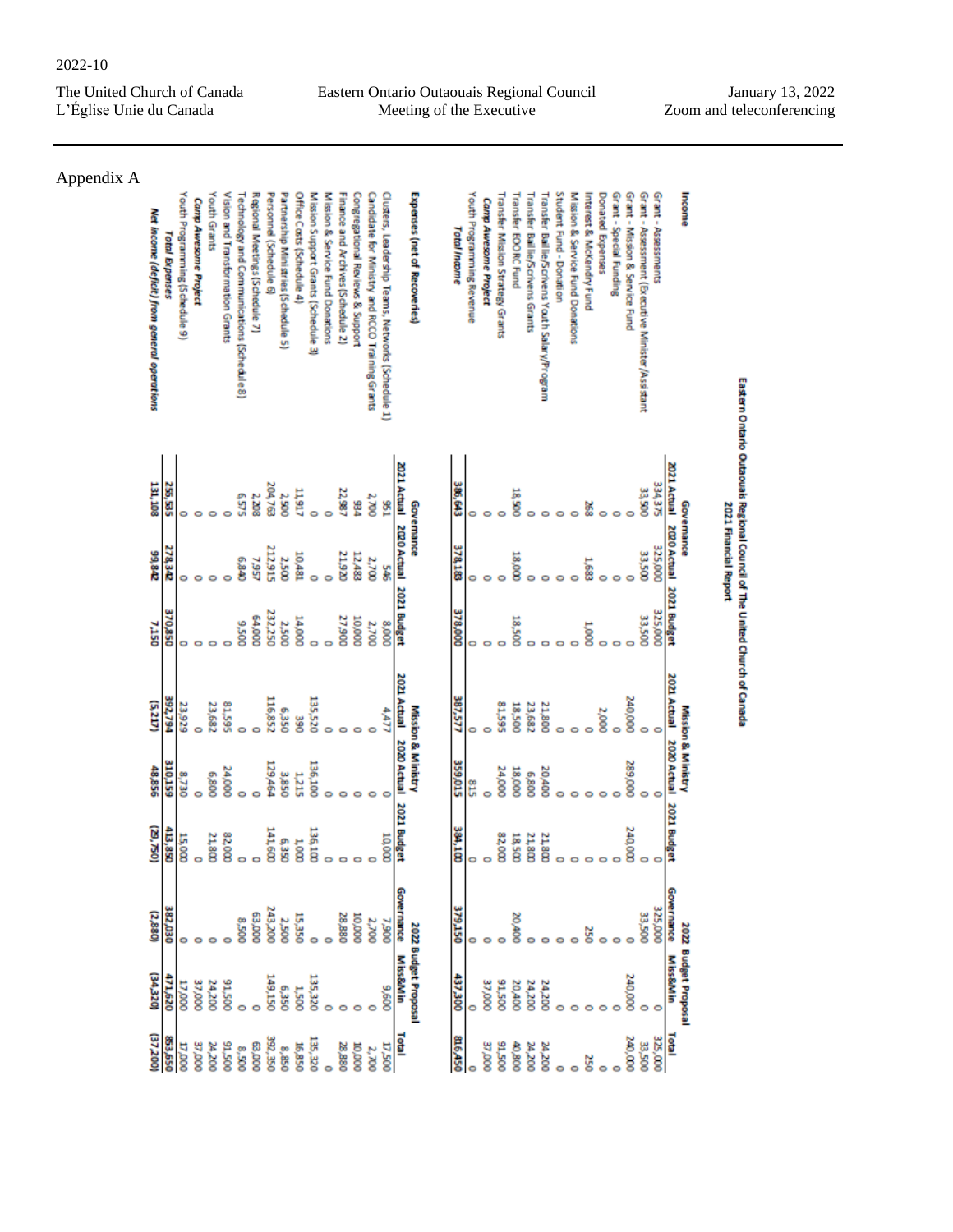Appendix A

**Eastern Ontario Outaouais Regional Council of The United Church of Canada**
**2021 Financial Report**

| | Governance | | | Mission & Ministry | | | 2022 Budget Proposal | | |
|---|---|---|---|---|---|---|---|---|---|
| **Income** | 2021 Actual | 2020 Actual | 2021 Budget | 2021 Actual | 2020 Actual | 2021 Budget | Governance | Miss&Min | Total |
| Grant - Assessments | 334,375 | 325,000 | 325,000 | 0 | 0 | 0 | 325,000 | 0 | 325,000 |
| Grant - Assessment (Executive Minister/Assistant | 33,500 | 33,500 | 33,500 | 0 | 0 | 0 | 33,500 | 0 | 33,500 |
| Grant - Mission & Service Fund | 0 | 0 | 0 | 240,000 | 289,000 | 240,000 | 0 | 240,000 | 240,000 |
| Grant - Special Funding | 0 | 0 | 0 | 0 | 0 | 0 | 0 | 0 | 0 |
| Donated Expenses | 0 | 0 | 0 | 2,000 | 0 | 0 | 0 | 0 | 0 |
| Interest & McKendry Fund | 268 | 1,683 | 1,000 | 0 | 0 | 0 | 250 | 0 | 250 |
| Mission & Service Fund Donations | 0 | 0 | 0 | 0 | 0 | 0 | 0 | 0 | 0 |
| Student Fund - Donation | 0 | 0 | 0 | 0 | 0 | 0 | 0 | 0 | 0 |
| Transfer Baillie/Scrivens Youth Salary/Program | 0 | 0 | 0 | 21,800 | 20,400 | 21,800 | 0 | 24,200 | 24,200 |
| Transfer Baillie/Scrivens Grants | 0 | 0 | 0 | 23,682 | 6,800 | 21,800 | 0 | 24,200 | 24,200 |
| Transfer EOORC Fund | 18,500 | 18,000 | 18,500 | 18,500 | 18,000 | 18,500 | 20,400 | 20,400 | 40,800 |
| Transfer Mission Strategy Grants | 0 | 0 | 0 | 81,595 | 24,000 | 82,000 | 0 | 91,500 | 91,500 |
| ***Camp Awesome Project*** | 0 | 0 | 0 | 0 | 0 | 0 | 0 | 37,000 | 37,000 |
| Youth Programming Revenue | 0 | 0 | 0 | 0 | 815 | 0 | 0 | 0 | 0 |
| ***Total Income*** | 386,643 | 378,183 | 378,000 | 387,577 | 359,015 | 384,100 | 379,150 | 437,300 | 816,450 |
| **Expenses (net of Recoveries)** | 2021 Actual | 2020 Actual | 2021 Budget | 2021 Actual | 2020 Actual | 2021 Budget | Governance | Miss&Min | Total |
| Clusters, Leadership Teams, Networks (Schedule 1) | 951 | 546 | 8,000 | 4,477 | 0 | 10,000 | 7,900 | 9,600 | 17,500 |
| Candidate for Ministry and RCCO Training Grants | 2,700 | 2,700 | 2,700 | 0 | 0 | 0 | 2,700 | 0 | 2,700 |
| Congregational Reviews & Support | 934 | 12,483 | 10,000 | 0 | 0 | 0 | 10,000 | 0 | 10,000 |
| Finance and Archives (Schedule 2) | 22,987 | 21,920 | 27,900 | 0 | 0 | 0 | 28,880 | 0 | 28,880 |
| Mission & Service Fund Donations | 0 | 0 | 0 | 0 | 0 | 0 | 0 | 0 | 0 |
| Mission Support Grants (Schedule 3) | 0 | 0 | 0 | 135,520 | 136,100 | 136,100 | 0 | 135,320 | 135,320 |
| Office Costs (Schedule 4) | 11,917 | 10,481 | 14,000 | 390 | 1,215 | 1,000 | 15,350 | 1,500 | 16,850 |
| Partnership Ministries (Schedule 5) | 2,500 | 2,500 | 2,500 | 6,350 | 3,850 | 6,350 | 2,500 | 6,350 | 8,850 |
| Personnel (Schedule 6) | 204,763 | 212,915 | 232,250 | 116,852 | 129,464 | 141,600 | 243,200 | 149,150 | 392, 350 |
| Regional Meetings (Schedule 7) | 2,208 | 7,957 | 64,000 | 0 | 0 | 0 | 63,000 | 0 | 63,000 |
| Technology and Communications (Schedule 8) | 6,575 | 6,840 | 9,500 | 0 | 0 | 0 | 8,500 | 0 | 8,500 |
| Vison and Transformation Grants | 0 | 0 | 0 | 81,595 | 24,000 | 82,000 | 0 | 91,500 | 91,500 |
| Youth Grants | 0 | 0 | 0 | 23,682 | 6,800 | 21,800 | 0 | 24,200 | 24,200 |
| ***Camp Awesome Project*** | 0 | 0 | 0 | 0 | 0 | 0 | 0 | 37,000 | 37,000 |
| Youth Programming (Schedule 9) | 0 | 0 | 0 | 23,929 | 8,730 | 15,000 | 0 | 17,000 | 17,000 |
| ***Total Expenses*** | 255,535 | 278,342 | 370,850 | 392,794 | 310,159 | 413,850 | 382,030 | 471,620 | 853,650 |
| ***Net Income (deficit) from general operations*** | 131,108 | 99,842 | 7,150 | (5,217) | 48,856 | (29,750) | (2,880) | (34,320) | (37,200) |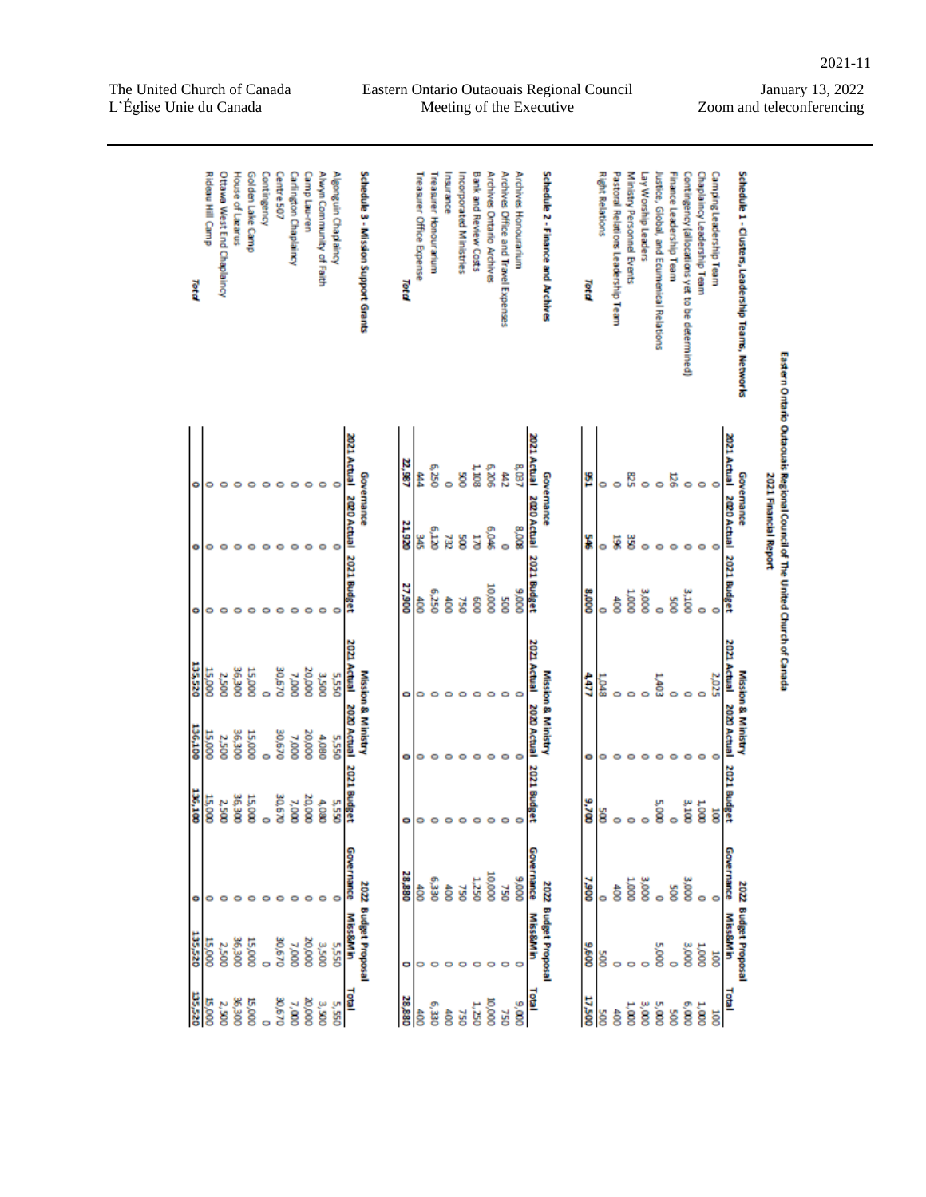# Eastern Ontario Outaouais Regional Council of The United Church of Canada

## 2021 Financial Report

| Schedule 1 - Clusters, Leadership Teams, Networks | Governance | | | Mission & Ministry | | | 2022 Budget Proposal | | |
|---|---|---|---|---|---|---|---|---|---|
| | 2021 Actual | 2020 Actual | 2021 Budget | 2021 Actual | 2020 Actual | 2021 Budget | Governance | Miss&Min | Total |
| Camping Leadership Team | 0 | 0 | 0 | 2,025 | 0 | 100 | 0 | 100 | 100 |
| Chaplaincy Leadership Team | 0 | 0 | 0 | 0 | 0 | 1,000 | 0 | 1,000 | 1,000 |
| Contingency (allocations yet to be determined) | 0 | 0 | 3,100 | 0 | 0 | 3,100 | 3,000 | 3,000 | 6,000 |
| Finance Leadership Team | 126 | 0 | 500 | 0 | 0 | 0 | 500 | 0 | 500 |
| Justice, Global, and Ecumenical Relations | 0 | 0 | 0 | 1,403 | 0 | 5,000 | 0 | 5,000 | 5,000 |
| Lay Worship Leaders | 0 | 0 | 3,000 | 0 | 0 | 0 | 3,000 | 0 | 3,000 |
| Ministry Personnel Events | 825 | 350 | 1,000 | 0 | 0 | 0 | 1,000 | 0 | 1,000 |
| Pastoral Relations Leadership Team | 0 | 196 | 400 | 0 | 0 | 0 | 400 | 0 | 400 |
| Right Relations | 0 | 0 | 0 | 1,048 | 0 | 500 | 0 | 500 | 500 |
| **Total** | **951** | **546** | **8,000** | **4,477** | **0** | **9,700** | **7,900** | **9,600** | **17,500** |

| Schedule 2 - Finance and Archives | Governance | | | Mission & Ministry | | | 2022 Budget Proposal | | |
|---|---|---|---|---|---|---|---|---|---|
| | 2021 Actual | 2020 Actual | 2021 Budget | 2021 Actual | 2020 Actual | 2021 Budget | Governance | Miss&Min | Total |
| Archives Honourarium | 8,037 | 8,008 | 9,000 | 0 | 0 | 0 | 9,000 | 0 | 9,000 |
| Archives Office and Travel Expenses | 442 | 0 | 500 | 0 | 0 | 0 | 750 | 0 | 750 |
| Archives Ontario Archives | 6,206 | 6,046 | 10,000 | 0 | 0 | 0 | 10,000 | 0 | 10,000 |
| Bank and Review Costs | 1,108 | 170 | 600 | 0 | 0 | 0 | 1,250 | 0 | 1,250 |
| Incorporated Ministries | 500 | 500 | 750 | 0 | 0 | 0 | 750 | 0 | 750 |
| Insurance | 0 | 732 | 400 | 0 | 0 | 0 | 400 | 0 | 400 |
| Treasurer Honourarium | 6,250 | 6,120 | 6,250 | 0 | 0 | 0 | 6,330 | 0 | 6,330 |
| Treasurer Office Expense | 444 | 345 | 400 | 0 | 0 | 0 | 400 | 0 | 400 |
| **Total** | **22,987** | **21,920** | **27,900** | **0** | **0** | **0** | **28,880** | **0** | **28,880** |

| Schedule 3 - Mission Support Grants | Governance | | | Mission & Ministry | | | 2022 Budget Proposal | | |
|---|---|---|---|---|---|---|---|---|---|
| | 2021 Actual | 2020 Actual | 2021 Budget | 2021 Actual | 2020 Actual | 2021 Budget | Governance | Miss&Min | Total |
| Algonquin Chaplaincy | 0 | 0 | 0 | 5,550 | 5,550 | 5,550 | 0 | 5,550 | 5,550 |
| Alwyn Community of Faith | 0 | 0 | 0 | 3,500 | 4,080 | 4,080 | 0 | 3,500 | 3,500 |
| Camp Lau-ren | 0 | 0 | 0 | 20,000 | 20,000 | 20,000 | 0 | 20,000 | 20,000 |
| Carlington Chaplaincy | 0 | 0 | 0 | 7,000 | 7,000 | 7,000 | 0 | 7,000 | 7,000 |
| Centre 507 | 0 | 0 | 0 | 30,670 | 30,670 | 30,670 | 0 | 30,670 | 30,670 |
| Contingency | 0 | 0 | 0 | 0 | 0 | 0 | 0 | 0 | 0 |
| Golden Lake Camp | 0 | 0 | 0 | 15,000 | 15,000 | 15,000 | 0 | 15,000 | 15,000 |
| House of Lazarus | 0 | 0 | 0 | 36,300 | 36,300 | 36,300 | 0 | 36,300 | 36,300 |
| Ottawa West End Chaplaincy | 0 | 0 | 0 | 2,500 | 2,500 | 2,500 | 0 | 2,500 | 2,500 |
| Rideau Hill Camp | 0 | 0 | 0 | 15,000 | 15,000 | 15,000 | 0 | 15,000 | 15,000 |
| **Total** | **0** | **0** | **0** | **135,520** | **136,100** | **136,100** | **0** | **135,520** | **135,520** |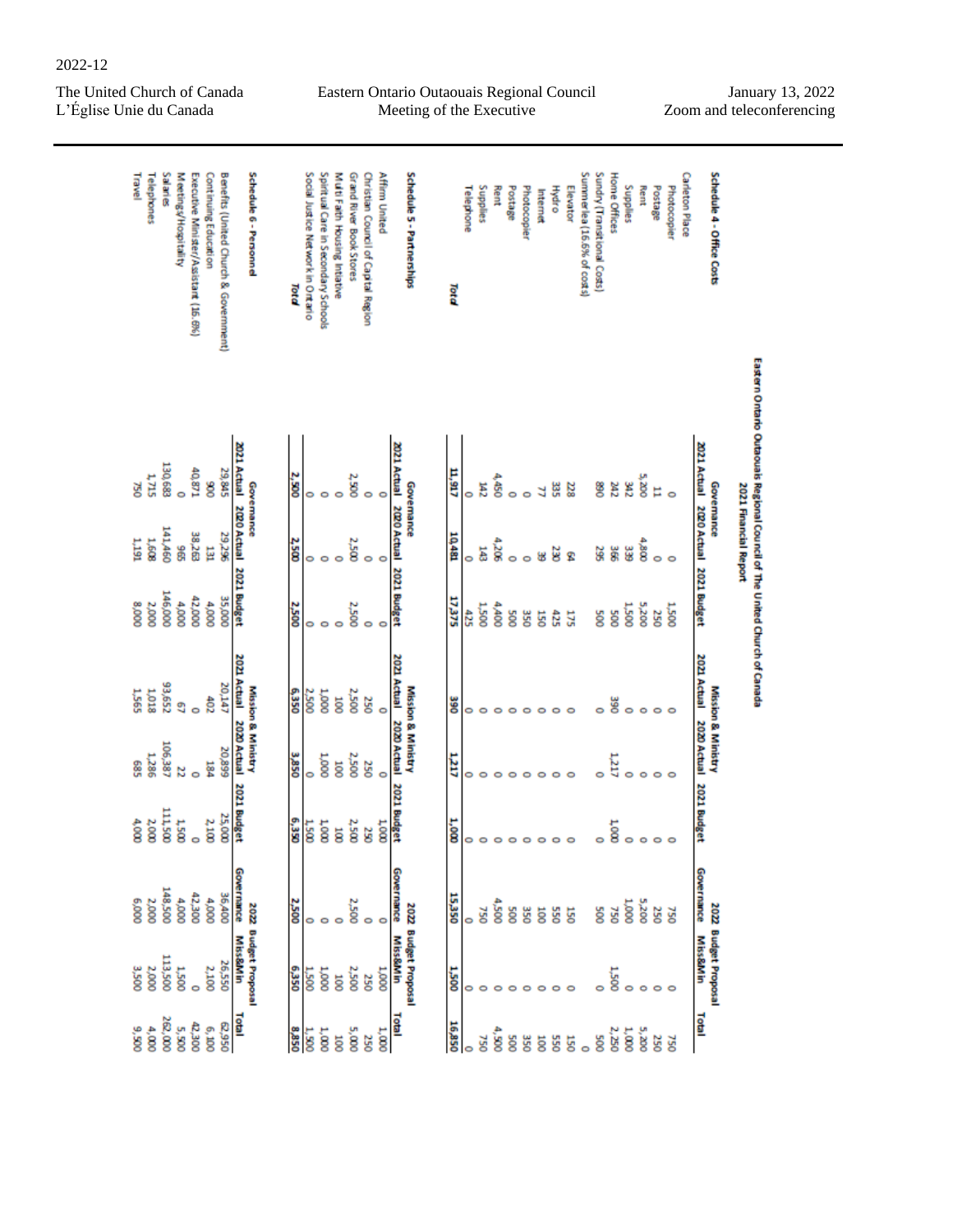2022-12

| The United Church of Canada | Eastern Ontario Outaouais Regional Council | January 13, 2022 |
|---|---|---|
| L'Église Unie du Canada | Meeting of the Executive | Zoom and teleconferencing |

## Eastern Ontario Outaouais Regional Council of The United Church of Canada
### 2021 Financial Report

| Schedule 4 - Office Costs | Governance 2021 Actual | Governance 2020 Actual | Governance 2021 Budget | Mission & Ministry 2021 Actual | Mission & Ministry 2020 Actual | Mission & Ministry 2021 Budget | 2022 Budget Proposal Governance | 2022 Budget Proposal Miss&Min | 2022 Budget Proposal Total |
|---|---|---|---|---|---|---|---|---|---|
| Carleton Place | | | | | | | | | |
| Photocopier | 0 | 0 | 1,500 | 0 | 0 | 0 | 750 | 0 | 750 |
| Postage | 11 | 0 | 250 | 0 | 0 | 0 | 250 | 0 | 250 |
| Rent | 5,200 | 4,800 | 5,200 | 0 | 0 | 0 | 5,200 | 0 | 5,200 |
| Supplies | 342 | 339 | 1,500 | 0 | 0 | 0 | 1,000 | 0 | 1,000 |
| Home Offices | 242 | 366 | 500 | 390 | 1,217 | 1,000 | 750 | 1,500 | 2,250 |
| Sundry (Transitional Costs) | 890 | 295 | 500 | 0 | 0 | 0 | 500 | 0 | 500 |
| Summerlea (16.6% of costs) | | | | | | | | | 0 |
| Elevator | 228 | 64 | 175 | 0 | 0 | 0 | 150 | 0 | 150 |
| Hydro | 335 | 230 | 425 | 0 | 0 | 0 | 550 | 0 | 550 |
| Internet | 77 | 39 | 150 | 0 | 0 | 0 | 100 | 0 | 100 |
| Photocopier | 0 | 0 | 350 | 0 | 0 | 0 | 350 | 0 | 350 |
| Postage | 0 | 0 | 500 | 0 | 0 | 0 | 500 | 0 | 500 |
| Rent | 4,450 | 4,206 | 4,400 | 0 | 0 | 0 | 4,500 | 0 | 4,500 |
| Supplies | 142 | 143 | 1,500 | 0 | 0 | 0 | 750 | 0 | 750 |
| Telephone | 0 | 0 | 425 | 0 | 0 | 0 | 0 | 0 | 0 |
| **Total** | **11,917** | **10,481** | **17,375** | **390** | **1,217** | **1,000** | **15,350** | **1,500** | **16,850** |

| Schedule 5 - Partnerships | Governance 2021 Actual | Governance 2020 Actual | Governance 2021 Budget | Mission & Ministry 2021 Actual | Mission & Ministry 2020 Actual | Mission & Ministry 2021 Budget | 2022 Budget Proposal Governance | 2022 Budget Proposal Miss&Min | 2022 Budget Proposal Total |
|---|---|---|---|---|---|---|---|---|---|
| Affirm United | 0 | 0 | 0 | 0 | 0 | 1,000 | 0 | 1,000 | 1,000 |
| Christian Council of Capital Region | 0 | 0 | 0 | 250 | 250 | 250 | 0 | 250 | 250 |
| Grand River Book Stores | 2,500 | 2,500 | 2,500 | 2,500 | 2,500 | 2,500 | 2,500 | 2,500 | 5,000 |
| Multi Faith Housing Intiative | 0 | 0 | 0 | 100 | 100 | 100 | 0 | 100 | 100 |
| Spiritual Care in Secondary Schools | 0 | 0 | 0 | 1,000 | 1,000 | 1,000 | 0 | 1,000 | 1,000 |
| Social Justice Network in Ontario | 0 | 0 | 0 | 2,500 | 0 | 1,500 | 0 | 1,500 | 1,500 |
| **Total** | **2,500** | **2,500** | **2,500** | **6,350** | **3,850** | **6,350** | **2,500** | **6,350** | **8,850** |

| Schedule 6 - Personnel | Governance 2021 Actual | Governance 2020 Actual | Governance 2021 Budget | Mission & Ministry 2021 Actual | Mission & Ministry 2020 Actual | Mission & Ministry 2021 Budget | 2022 Budget Proposal Governance | 2022 Budget Proposal Miss&Min | 2022 Budget Proposal Total |
|---|---|---|---|---|---|---|---|---|---|
| Benefits (United Church & Government) | 29,845 | 29,296 | 35,000 | 20,147 | 20,899 | 25,000 | 36,400 | 26,550 | 62,950 |
| Continuing Education | 900 | 131 | 4,000 | 402 | 184 | 2,100 | 4,000 | 2,100 | 6,100 |
| Executive Minister/Assistant (16.6%) | 40,871 | 38,263 | 42,000 | 0 | 0 | 0 | 42,300 | 0 | 42,300 |
| Meetings/Hospitality | 0 | 965 | 4,000 | 67 | 22 | 1,500 | 4,000 | 1,500 | 5,500 |
| Salaries | 130,683 | 141,460 | 146,000 | 93,652 | 106,387 | 111,500 | 148,500 | 113,500 | 262,000 |
| Telephones | 1,715 | 1,608 | 2,000 | 1,018 | 1,286 | 2,000 | 2,000 | 2,000 | 4,000 |
| Travel | 750 | 1,191 | 8,000 | 1,565 | 685 | 4,000 | 6,000 | 3,500 | 9,500 |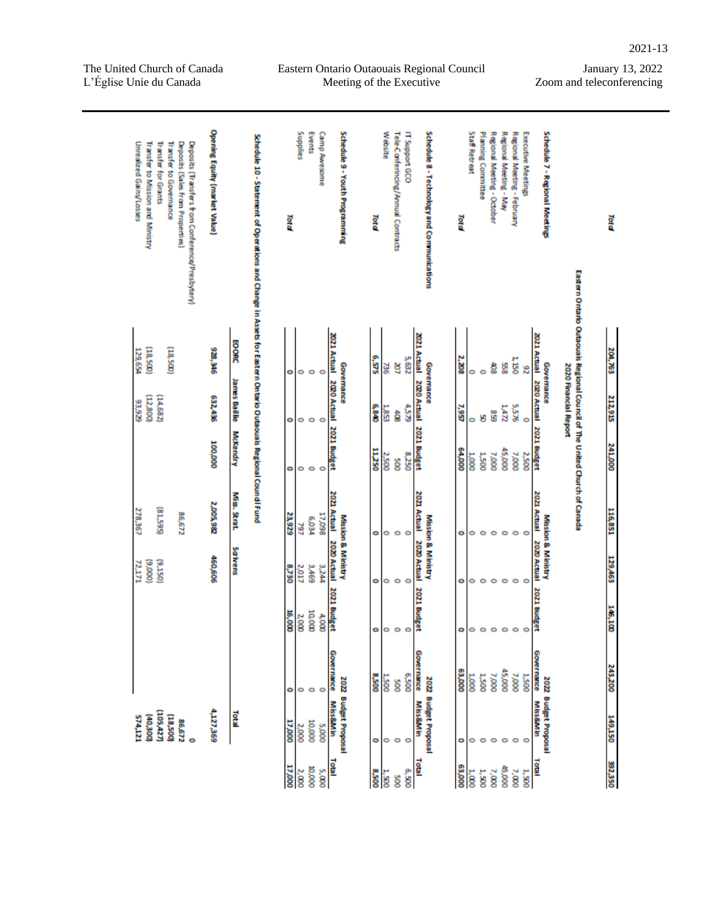| | | | | | | | | | |
|---|---|---|---|---|---|---|---|---|---|
| **Total** | **204,763** | **212,915** | **241,000** | **116,851** | **129,463** | **146,100** | **243,200** | **149,150** | **392,350** |

## Eastern Ontario Outaouais Regional Council of The United Church of Canada
### 2020 Financial Report

| Schedule 7 - Regional Meetings | Governance | | | Mission & Ministry | | | 2022 Budget Proposal | | |
|---|---|---|---|---|---|---|---|---|---|
| | 2021 Actual | 2020 Actual | 2021 Budget | 2021 Actual | 2020 Actual | 2021 Budget | Governance | MissM&Min | Total |
| Executive Meetings | 92 | 0 | 2,500 | 0 | 0 | 0 | 1,500 | 0 | 1,500 |
| Regional Meeting - February | 1,150 | 5,576 | 7,000 | 0 | 0 | 0 | 7,000 | 0 | 7,000 |
| Regional Meeting - May | 558 | 1,472 | 45,000 | 0 | 0 | 0 | 45,000 | 0 | 45,000 |
| Regional Meeting - October | 408 | 859 | 7,000 | 0 | 0 | 0 | 7,000 | 0 | 7,000 |
| Planning Committee | 0 | 50 | 1,500 | 0 | 0 | 0 | 1,500 | 0 | 1,500 |
| Staff Retreat | 0 | 0 | 1,000 | 0 | 0 | 0 | 1,000 | 0 | 1,000 |
| **Total** | **2,208** | **7,957** | **64,000** | **0** | **0** | **0** | **63,000** | **0** | **63,000** |

| Schedule 8 - Technology and Communications | Governance | | | Mission & Ministry | | | 2022 Budget Proposal | | |
|---|---|---|---|---|---|---|---|---|---|
| | 2021 Actual | 2020 Actual | 2021 Budget | 2021 Actual | 2020 Actual | 2021 Budget | Governance | MissM&Min | Total |
| IT Support GCO | 5,632 | 4,579 | 8,250 | 0 | 0 | 0 | 6,500 | 0 | 6,500 |
| Tele-Conferencing/Annual Contracts | 207 | 408 | 500 | 0 | 0 | 0 | 500 | 0 | 500 |
| Website | 736 | 1,853 | 2,500 | 0 | 0 | 0 | 1,500 | 0 | 1,500 |
| **Total** | **6,575** | **6,840** | **11,250** | **0** | **0** | **0** | **8,500** | **0** | **8,500** |

| Schedule 9 - Youth Programming | Governance | | | Mission & Ministry | | | 2022 Budget Proposal | | |
|---|---|---|---|---|---|---|---|---|---|
| | 2021 Actual | 2020 Actual | 2021 Budget | 2021 Actual | 2020 Actual | 2021 Budget | Governance | MissM&Min | Total |
| Camp Awesome | 0 | 0 | 0 | 17,099 | 3,244 | 4,000 | 0 | 5,000 | 5,000 |
| Events | 0 | 0 | 0 | 6,034 | 3,469 | 10,000 | 0 | 10,000 | 10,000 |
| Supplies | 0 | 0 | 0 | 797 | 2,017 | 2,000 | 0 | 2,000 | 2,000 |
| **Total** | **0** | **0** | **0** | **23,929** | **8,730** | **16,000** | **0** | **17,000** | **17,000** |

### Schedule 10 - Statement of Operations and Change in Assets for Eastern Ontario Outaouais Regional Council Fund

| | EOORC | James Baillie | McKendry | Miss. Strat. | Scrivens | Total |
|---|---|---|---|---|---|---|
| **Opening Equity (market value)** | **928,346** | **632,436** | **100,000** | **2,005,982** | **460,606** | **4,127,369** |
| Deposits (Transfers from Conference/Presbytery) | | | | | | 0 |
| Deposits (Sales from Properties) | | | | 86,672 | | 86,672 |
| Transfer to Governance | (18,500) | | | | | (18,500) |
| Transfer for Grants | | (14,682) | | (81,595) | (9,150) | (105,427) |
| Transfer to Mission and Ministry | (18,500) | (12,800) | | | (9,000) | (40,300) |
| Unrealized Gains/Losses | 129,654 | 93,929 | | 278,367 | 72,171 | 574,121 |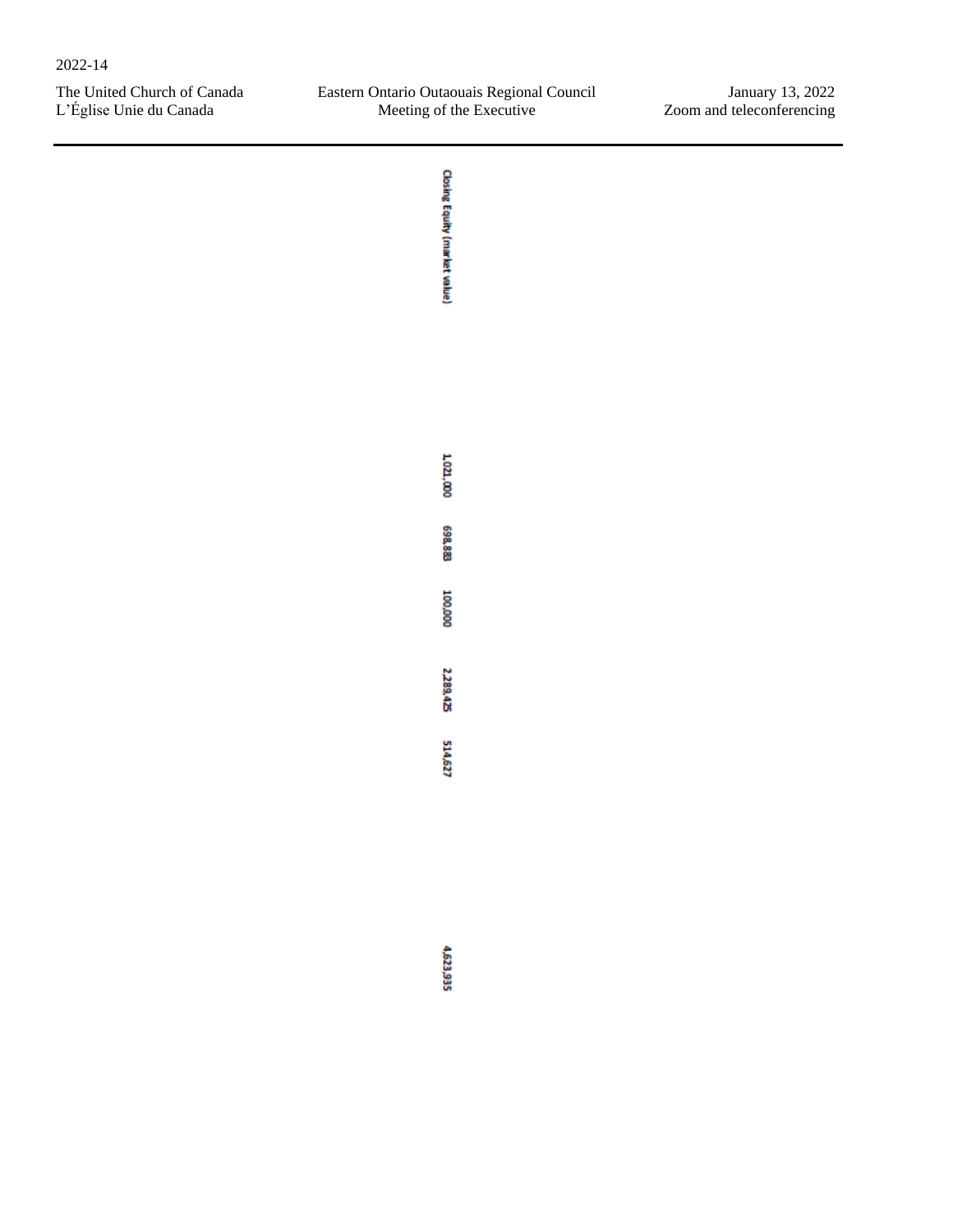| Closing Equity (market value) |
| --- |
| 1,021,000 |
| 698,883 |
| 100,000 |
| 2,289,425 |
| 514,627 |
| 4,623,935 |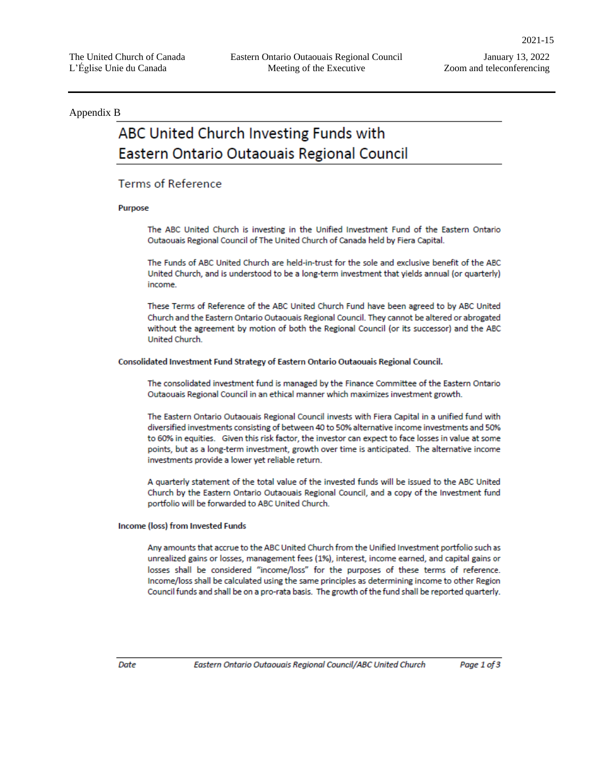Appendix B

# ABC United Church Investing Funds with Eastern Ontario Outaouais Regional Council

## Terms of Reference

**Purpose**

The ABC United Church is investing in the Unified Investment Fund of the Eastern Ontario Outaouais Regional Council of The United Church of Canada held by Fiera Capital.

The Funds of ABC United Church are held-in-trust for the sole and exclusive benefit of the ABC United Church, and is understood to be a long-term investment that yields annual (or quarterly) income.

These Terms of Reference of the ABC United Church Fund have been agreed to by ABC United Church and the Eastern Ontario Outaouais Regional Council. They cannot be altered or abrogated without the agreement by motion of both the Regional Council (or its successor) and the ABC United Church.

**Consolidated Investment Fund Strategy of Eastern Ontario Outaouais Regional Council.**

The consolidated investment fund is managed by the Finance Committee of the Eastern Ontario Outaouais Regional Council in an ethical manner which maximizes investment growth.

The Eastern Ontario Outaouais Regional Council invests with Fiera Capital in a unified fund with diversified investments consisting of between 40 to 50% alternative income investments and 50% to 60% in equities. Given this risk factor, the investor can expect to face losses in value at some points, but as a long-term investment, growth over time is anticipated. The alternative income investments provide a lower yet reliable return.

A quarterly statement of the total value of the invested funds will be issued to the ABC United Church by the Eastern Ontario Outaouais Regional Council, and a copy of the Investment fund portfolio will be forwarded to ABC United Church.

**Income (loss) from Invested Funds**

Any amounts that accrue to the ABC United Church from the Unified Investment portfolio such as unrealized gains or losses, management fees (1%), interest, income earned, and capital gains or losses shall be considered "income/loss" for the purposes of these terms of reference. Income/loss shall be calculated using the same principles as determining income to other Region Council funds and shall be on a pro-rata basis. The growth of the fund shall be reported quarterly.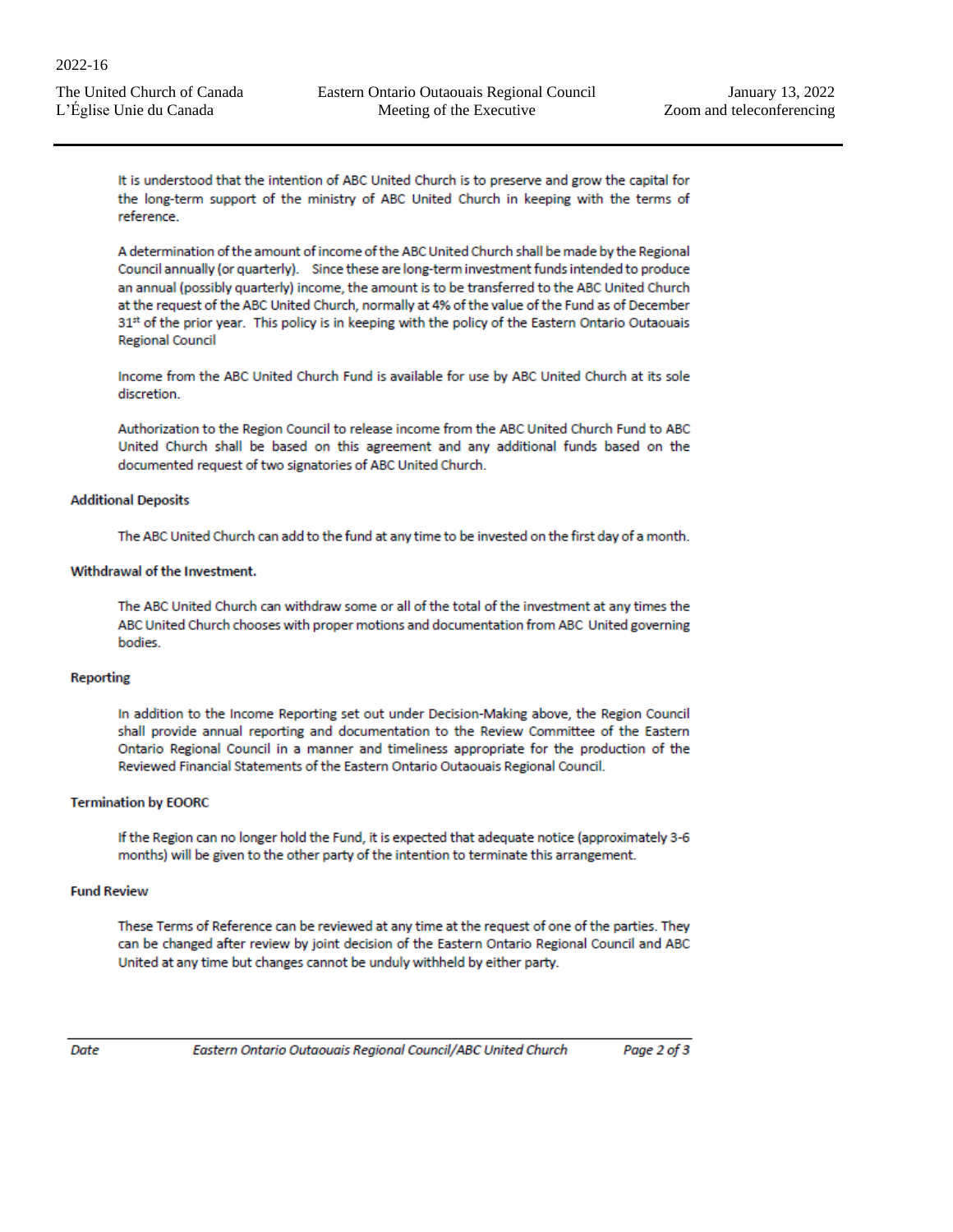It is understood that the intention of ABC United Church is to preserve and grow the capital for the long-term support of the ministry of ABC United Church in keeping with the terms of reference.

A determination of the amount of income of the ABC United Church shall be made by the Regional Council annually (or quarterly). Since these are long-term investment funds intended to produce an annual (possibly quarterly) income, the amount is to be transferred to the ABC United Church at the request of the ABC United Church, normally at 4% of the value of the Fund as of December 31st of the prior year. This policy is in keeping with the policy of the Eastern Ontario Outaouais Regional Council

Income from the ABC United Church Fund is available for use by ABC United Church at its sole discretion.

Authorization to the Region Council to release income from the ABC United Church Fund to ABC United Church shall be based on this agreement and any additional funds based on the documented request of two signatories of ABC United Church.

**Additional Deposits**

The ABC United Church can add to the fund at any time to be invested on the first day of a month.

**Withdrawal of the Investment.**

The ABC United Church can withdraw some or all of the total of the investment at any times the ABC United Church chooses with proper motions and documentation from ABC United governing bodies.

**Reporting**

In addition to the Income Reporting set out under Decision-Making above, the Region Council shall provide annual reporting and documentation to the Review Committee of the Eastern Ontario Regional Council in a manner and timeliness appropriate for the production of the Reviewed Financial Statements of the Eastern Ontario Outaouais Regional Council.

**Termination by EOORC**

If the Region can no longer hold the Fund, it is expected that adequate notice (approximately 3-6 months) will be given to the other party of the intention to terminate this arrangement.

**Fund Review**

These Terms of Reference can be reviewed at any time at the request of one of the parties. They can be changed after review by joint decision of the Eastern Ontario Regional Council and ABC United at any time but changes cannot be unduly withheld by either party.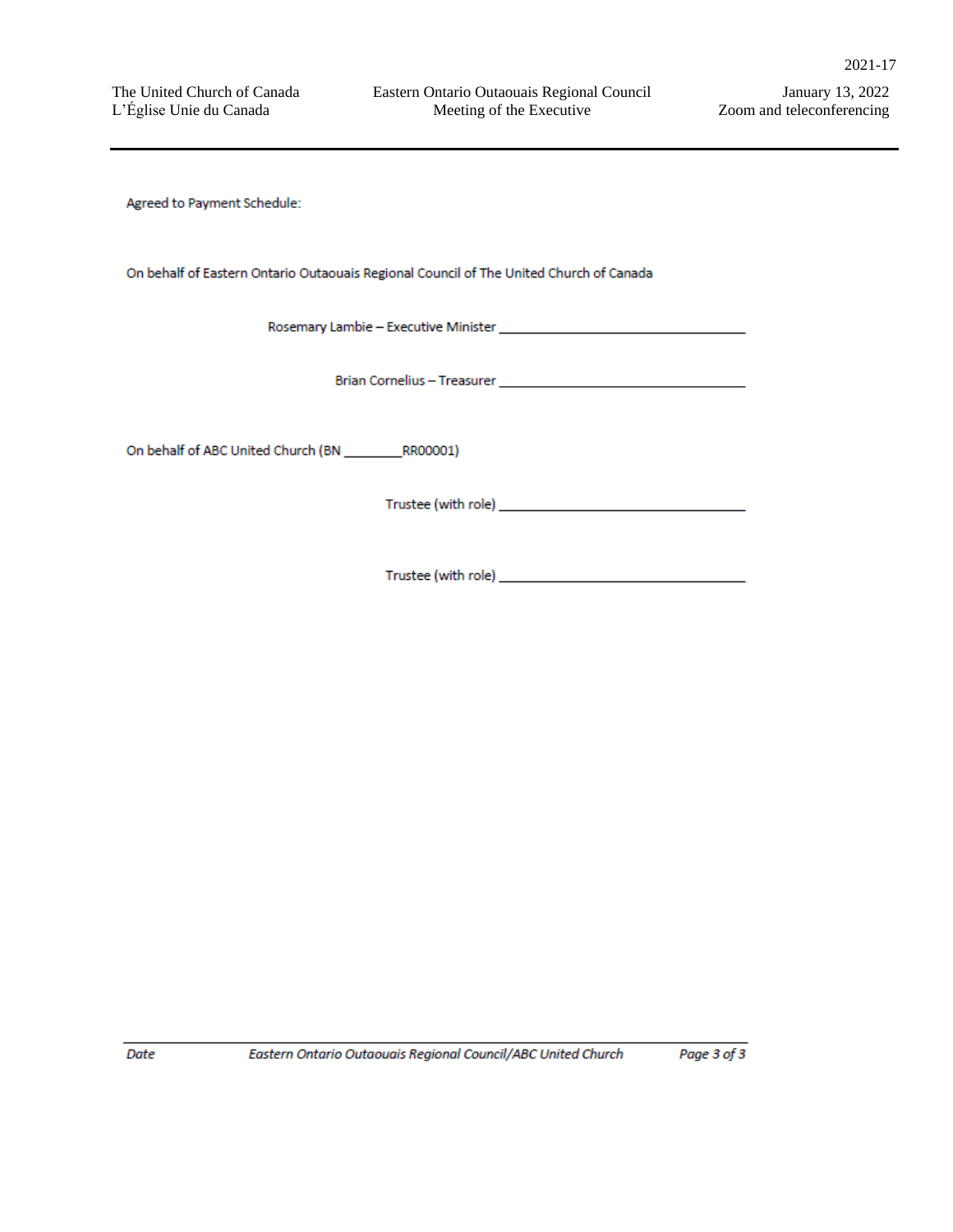Agreed to Payment Schedule:

On behalf of Eastern Ontario Outaouais Regional Council of The United Church of Canada

Rosemary Lambie – Executive Minister ________________________________

Brian Cornelius – Treasurer ________________________________

On behalf of ABC United Church (BN ________RR00001)

Trustee (with role) ________________________________

Trustee (with role) ________________________________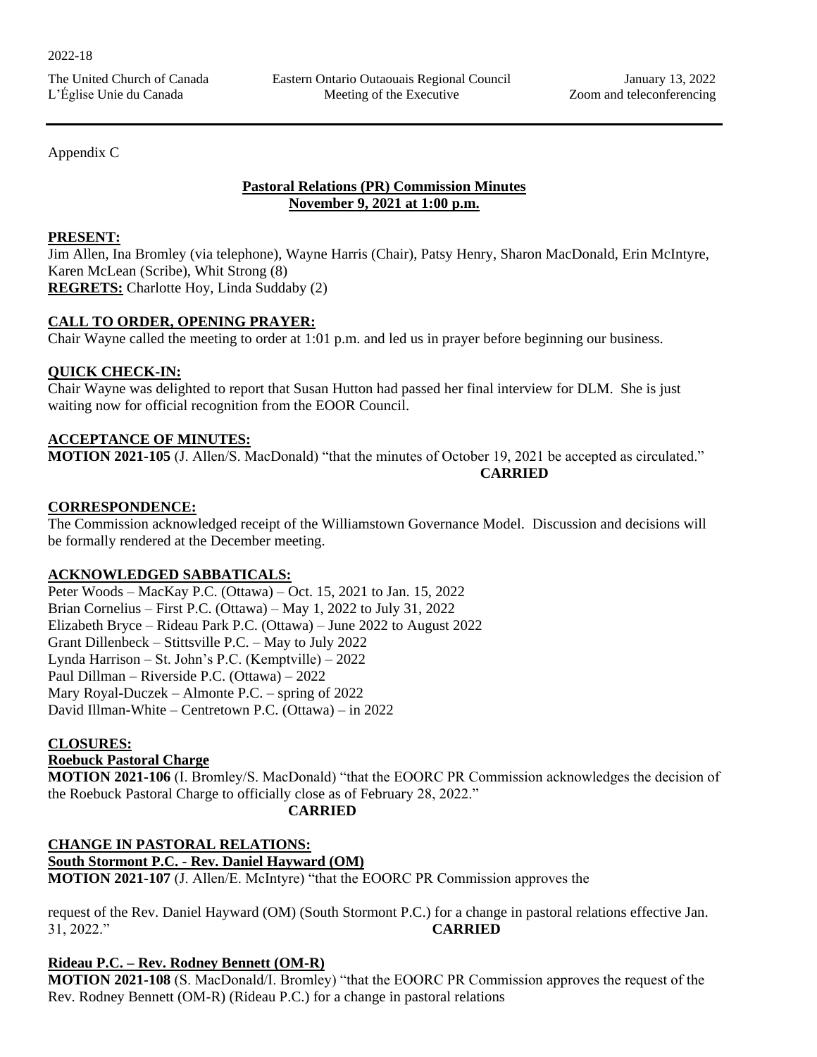Appendix C

## Pastoral Relations (PR) Commission Minutes
## November 9, 2021 at 1:00 p.m.

**PRESENT:**
Jim Allen, Ina Bromley (via telephone), Wayne Harris (Chair), Patsy Henry, Sharon MacDonald, Erin McIntyre, Karen McLean (Scribe), Whit Strong (8)
**REGRETS:** Charlotte Hoy, Linda Suddaby (2)

**CALL TO ORDER, OPENING PRAYER:**
Chair Wayne called the meeting to order at 1:01 p.m. and led us in prayer before beginning our business.

**QUICK CHECK-IN:**
Chair Wayne was delighted to report that Susan Hutton had passed her final interview for DLM. She is just waiting now for official recognition from the EOOR Council.

**ACCEPTANCE OF MINUTES:**
**MOTION 2021-105** (J. Allen/S. MacDonald) "that the minutes of October 19, 2021 be accepted as circulated."
**CARRIED**

**CORRESPONDENCE:**
The Commission acknowledged receipt of the Williamstown Governance Model. Discussion and decisions will be formally rendered at the December meeting.

**ACKNOWLEDGED SABBATICALS:**
Peter Woods – MacKay P.C. (Ottawa) – Oct. 15, 2021 to Jan. 15, 2022
Brian Cornelius – First P.C. (Ottawa) – May 1, 2022 to July 31, 2022
Elizabeth Bryce – Rideau Park P.C. (Ottawa) – June 2022 to August 2022
Grant Dillenbeck – Stittsville P.C. – May to July 2022
Lynda Harrison – St. John's P.C. (Kemptville) – 2022
Paul Dillman – Riverside P.C. (Ottawa) – 2022
Mary Royal-Duczek – Almonte P.C. – spring of 2022
David Illman-White – Centretown P.C. (Ottawa) – in 2022

**CLOSURES:**
**Roebuck Pastoral Charge**
**MOTION 2021-106** (I. Bromley/S. MacDonald) "that the EOORC PR Commission acknowledges the decision of the Roebuck Pastoral Charge to officially close as of February 28, 2022."
**CARRIED**

**CHANGE IN PASTORAL RELATIONS:**
**South Stormont P.C. - Rev. Daniel Hayward (OM)**
**MOTION 2021-107** (J. Allen/E. McIntyre) "that the EOORC PR Commission approves the request of the Rev. Daniel Hayward (OM) (South Stormont P.C.) for a change in pastoral relations effective Jan. 31, 2022."
**CARRIED**

**Rideau P.C. – Rev. Rodney Bennett (OM-R)**
**MOTION 2021-108** (S. MacDonald/I. Bromley) "that the EOORC PR Commission approves the request of the Rev. Rodney Bennett (OM-R) (Rideau P.C.) for a change in pastoral relations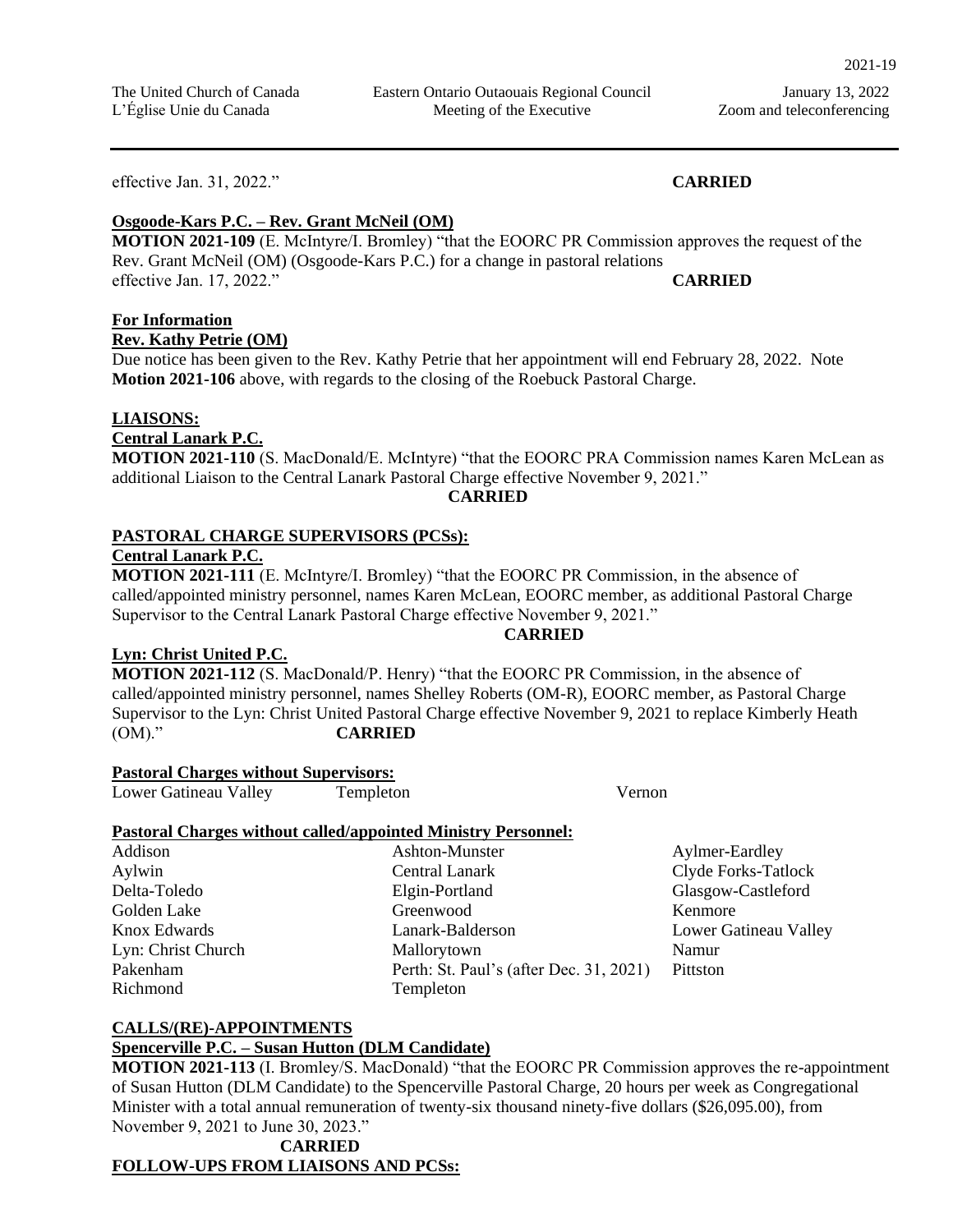effective Jan. 31, 2022." **CARRIED**

**Osgoode-Kars P.C. – Rev. Grant McNeil (OM)**

**MOTION 2021-109** (E. McIntyre/I. Bromley) "that the EOORC PR Commission approves the request of the Rev. Grant McNeil (OM) (Osgoode-Kars P.C.) for a change in pastoral relations effective Jan. 17, 2022." **CARRIED**

**For Information**

**Rev. Kathy Petrie (OM)**

Due notice has been given to the Rev. Kathy Petrie that her appointment will end February 28, 2022. Note **Motion 2021-106** above, with regards to the closing of the Roebuck Pastoral Charge.

**LIAISONS:**

**Central Lanark P.C.**

**MOTION 2021-110** (S. MacDonald/E. McIntyre) "that the EOORC PRA Commission names Karen McLean as additional Liaison to the Central Lanark Pastoral Charge effective November 9, 2021."

**CARRIED**

**PASTORAL CHARGE SUPERVISORS (PCSs):**

**Central Lanark P.C.**

**MOTION 2021-111** (E. McIntyre/I. Bromley) "that the EOORC PR Commission, in the absence of called/appointed ministry personnel, names Karen McLean, EOORC member, as additional Pastoral Charge Supervisor to the Central Lanark Pastoral Charge effective November 9, 2021."

**CARRIED**

**Lyn: Christ United P.C.**

**MOTION 2021-112** (S. MacDonald/P. Henry) "that the EOORC PR Commission, in the absence of called/appointed ministry personnel, names Shelley Roberts (OM-R), EOORC member, as Pastoral Charge Supervisor to the Lyn: Christ United Pastoral Charge effective November 9, 2021 to replace Kimberly Heath (OM)." **CARRIED**

**Pastoral Charges without Supervisors:**

Lower Gatineau Valley, Templeton, Vernon

**Pastoral Charges without called/appointed Ministry Personnel:**

| | | |
|---|---|---|
| Addison | Ashton-Munster | Aylmer-Eardley |
| Aylwin | Central Lanark | Clyde Forks-Tatlock |
| Delta-Toledo | Elgin-Portland | Glasgow-Castleford |
| Golden Lake | Greenwood | Kenmore |
| Knox Edwards | Lanark-Balderson | Lower Gatineau Valley |
| Lyn: Christ Church | Mallorytown | Namur |
| Pakenham | Perth: St. Paul's (after Dec. 31, 2021) | Pittston |
| Richmond | Templeton | |

**CALLS/(RE)-APPOINTMENTS**

**Spencerville P.C. – Susan Hutton (DLM Candidate)**

**MOTION 2021-113** (I. Bromley/S. MacDonald) "that the EOORC PR Commission approves the re-appointment of Susan Hutton (DLM Candidate) to the Spencerville Pastoral Charge, 20 hours per week as Congregational Minister with a total annual remuneration of twenty-six thousand ninety-five dollars ($26,095.00), from November 9, 2021 to June 30, 2023."

**CARRIED**

**FOLLOW-UPS FROM LIAISONS AND PCSs:**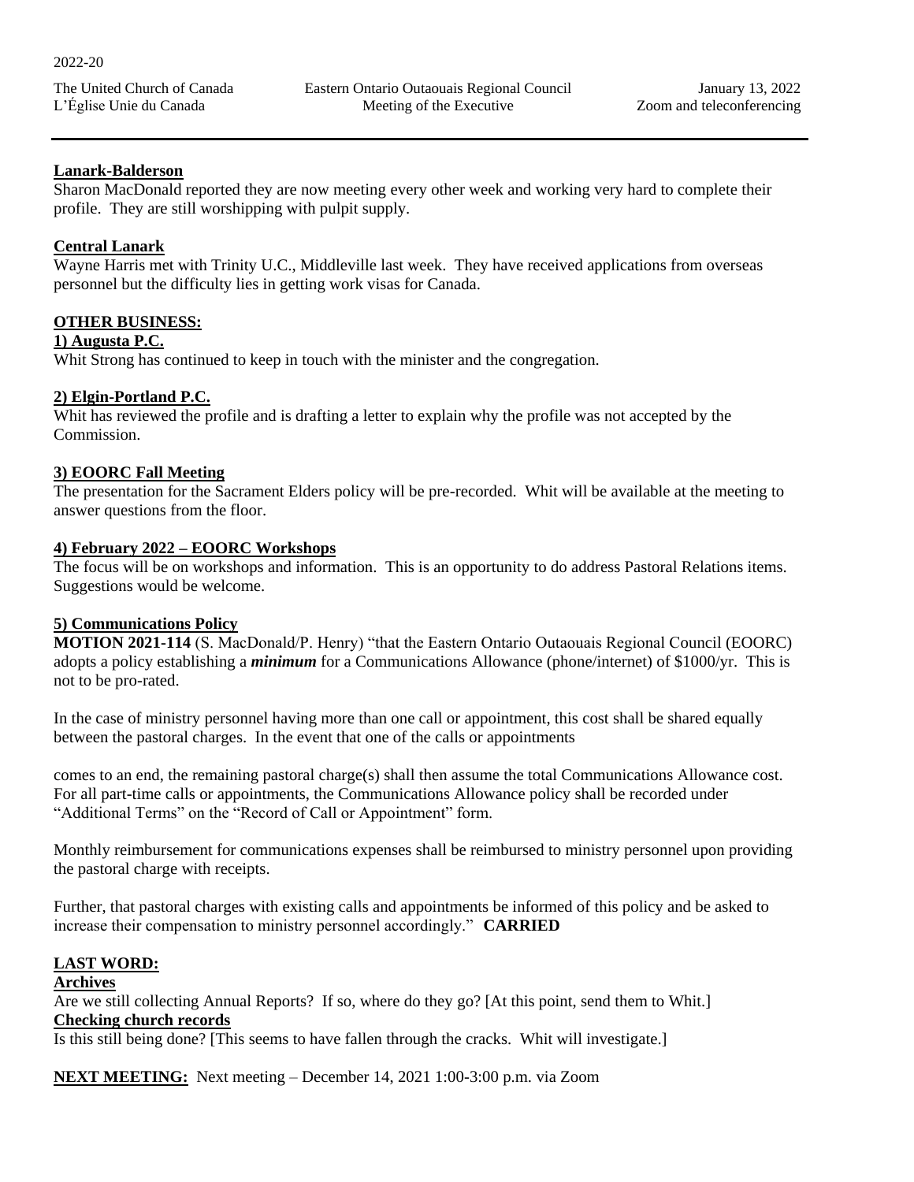**Lanark-Balderson**
Sharon MacDonald reported they are now meeting every other week and working very hard to complete their profile. They are still worshipping with pulpit supply.

**Central Lanark**
Wayne Harris met with Trinity U.C., Middleville last week. They have received applications from overseas personnel but the difficulty lies in getting work visas for Canada.

**OTHER BUSINESS:**

**1) Augusta P.C.**
Whit Strong has continued to keep in touch with the minister and the congregation.

**2) Elgin-Portland P.C.**
Whit has reviewed the profile and is drafting a letter to explain why the profile was not accepted by the Commission.

**3) EOORC Fall Meeting**
The presentation for the Sacrament Elders policy will be pre-recorded. Whit will be available at the meeting to answer questions from the floor.

**4) February 2022 – EOORC Workshops**
The focus will be on workshops and information. This is an opportunity to do address Pastoral Relations items. Suggestions would be welcome.

**5) Communications Policy**
**MOTION 2021-114** (S. MacDonald/P. Henry) "that the Eastern Ontario Outaouais Regional Council (EOORC) adopts a policy establishing a ***minimum*** for a Communications Allowance (phone/internet) of $1000/yr. This is not to be pro-rated.

In the case of ministry personnel having more than one call or appointment, this cost shall be shared equally between the pastoral charges. In the event that one of the calls or appointments

comes to an end, the remaining pastoral charge(s) shall then assume the total Communications Allowance cost. For all part-time calls or appointments, the Communications Allowance policy shall be recorded under "Additional Terms" on the "Record of Call or Appointment" form.

Monthly reimbursement for communications expenses shall be reimbursed to ministry personnel upon providing the pastoral charge with receipts.

Further, that pastoral charges with existing calls and appointments be informed of this policy and be asked to increase their compensation to ministry personnel accordingly." **CARRIED**

**LAST WORD:**

**Archives**
Are we still collecting Annual Reports? If so, where do they go? [At this point, send them to Whit.]

**Checking church records**
Is this still being done? [This seems to have fallen through the cracks. Whit will investigate.]

**NEXT MEETING:** Next meeting – December 14, 2021 1:00-3:00 p.m. via Zoom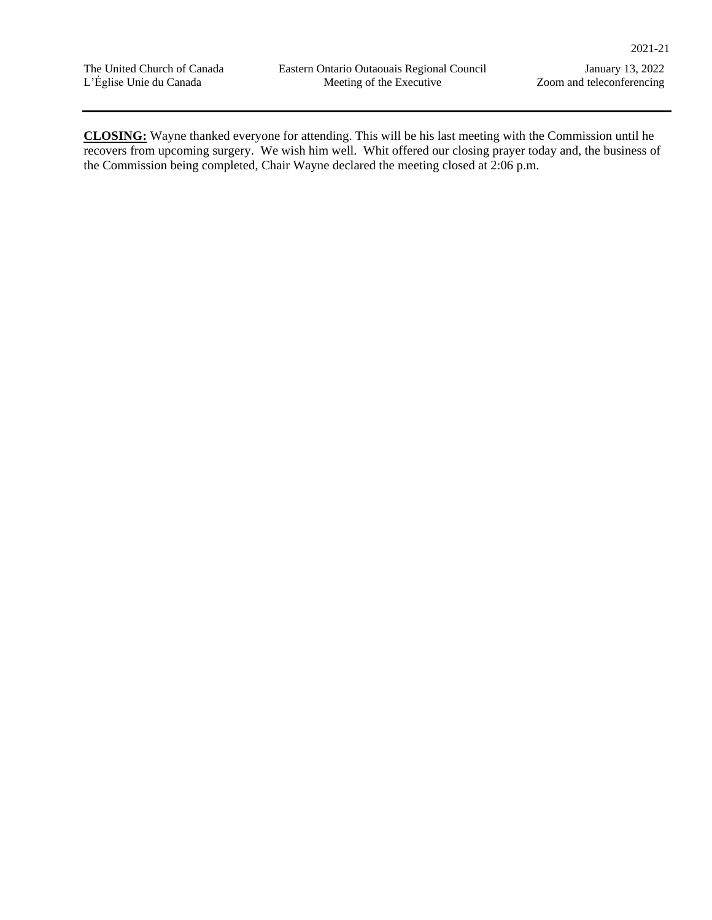**CLOSING:** Wayne thanked everyone for attending. This will be his last meeting with the Commission until he recovers from upcoming surgery. We wish him well. Whit offered our closing prayer today and, the business of the Commission being completed, Chair Wayne declared the meeting closed at 2:06 p.m.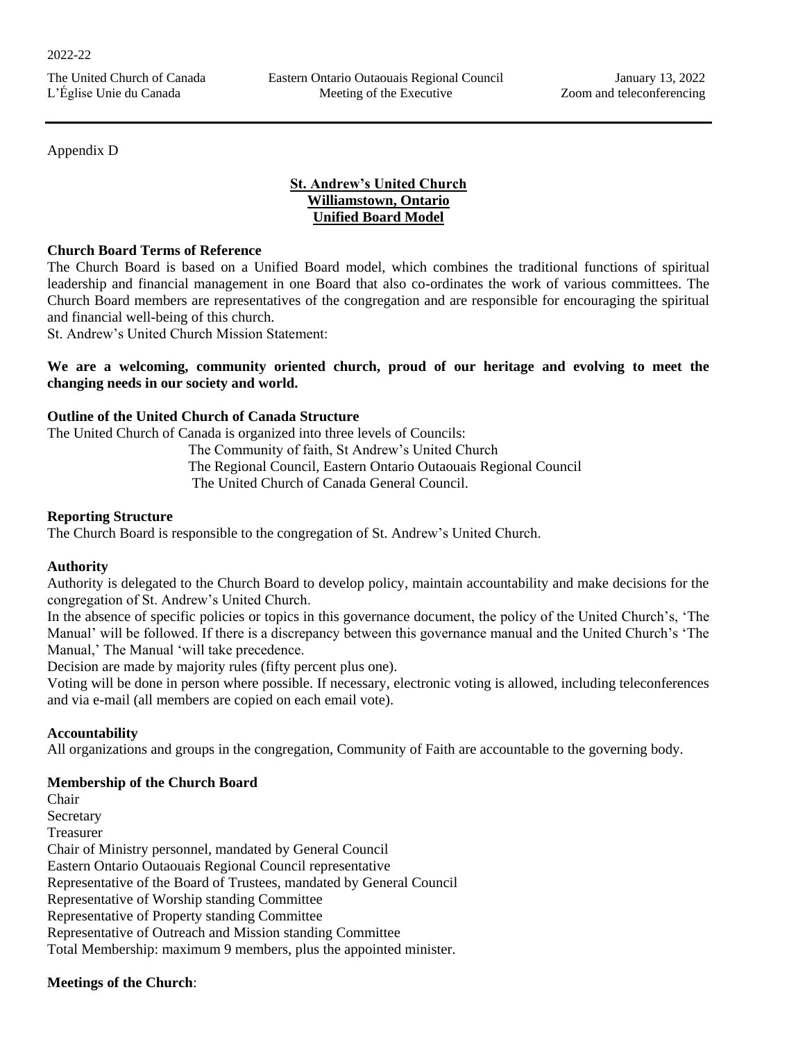Appendix D

**St. Andrew's United Church**
**Williamstown, Ontario**
**Unified Board Model**

**Church Board Terms of Reference**

The Church Board is based on a Unified Board model, which combines the traditional functions of spiritual leadership and financial management in one Board that also co-ordinates the work of various committees. The Church Board members are representatives of the congregation and are responsible for encouraging the spiritual and financial well-being of this church.

St. Andrew's United Church Mission Statement:

**We are a welcoming, community oriented church, proud of our heritage and evolving to meet the changing needs in our society and world.**

**Outline of the United Church of Canada Structure**

The United Church of Canada is organized into three levels of Councils:

The Community of faith, St Andrew's United Church
The Regional Council, Eastern Ontario Outaouais Regional Council
The United Church of Canada General Council.

**Reporting Structure**

The Church Board is responsible to the congregation of St. Andrew's United Church.

**Authority**

Authority is delegated to the Church Board to develop policy, maintain accountability and make decisions for the congregation of St. Andrew's United Church.

In the absence of specific policies or topics in this governance document, the policy of the United Church's, 'The Manual' will be followed. If there is a discrepancy between this governance manual and the United Church's 'The Manual,' The Manual 'will take precedence.

Decision are made by majority rules (fifty percent plus one).

Voting will be done in person where possible. If necessary, electronic voting is allowed, including teleconferences and via e-mail (all members are copied on each email vote).

**Accountability**

All organizations and groups in the congregation, Community of Faith are accountable to the governing body.

**Membership of the Church Board**

Chair
Secretary
Treasurer
Chair of Ministry personnel, mandated by General Council
Eastern Ontario Outaouais Regional Council representative
Representative of the Board of Trustees, mandated by General Council
Representative of Worship standing Committee
Representative of Property standing Committee
Representative of Outreach and Mission standing Committee
Total Membership: maximum 9 members, plus the appointed minister.

**Meetings of the Church**: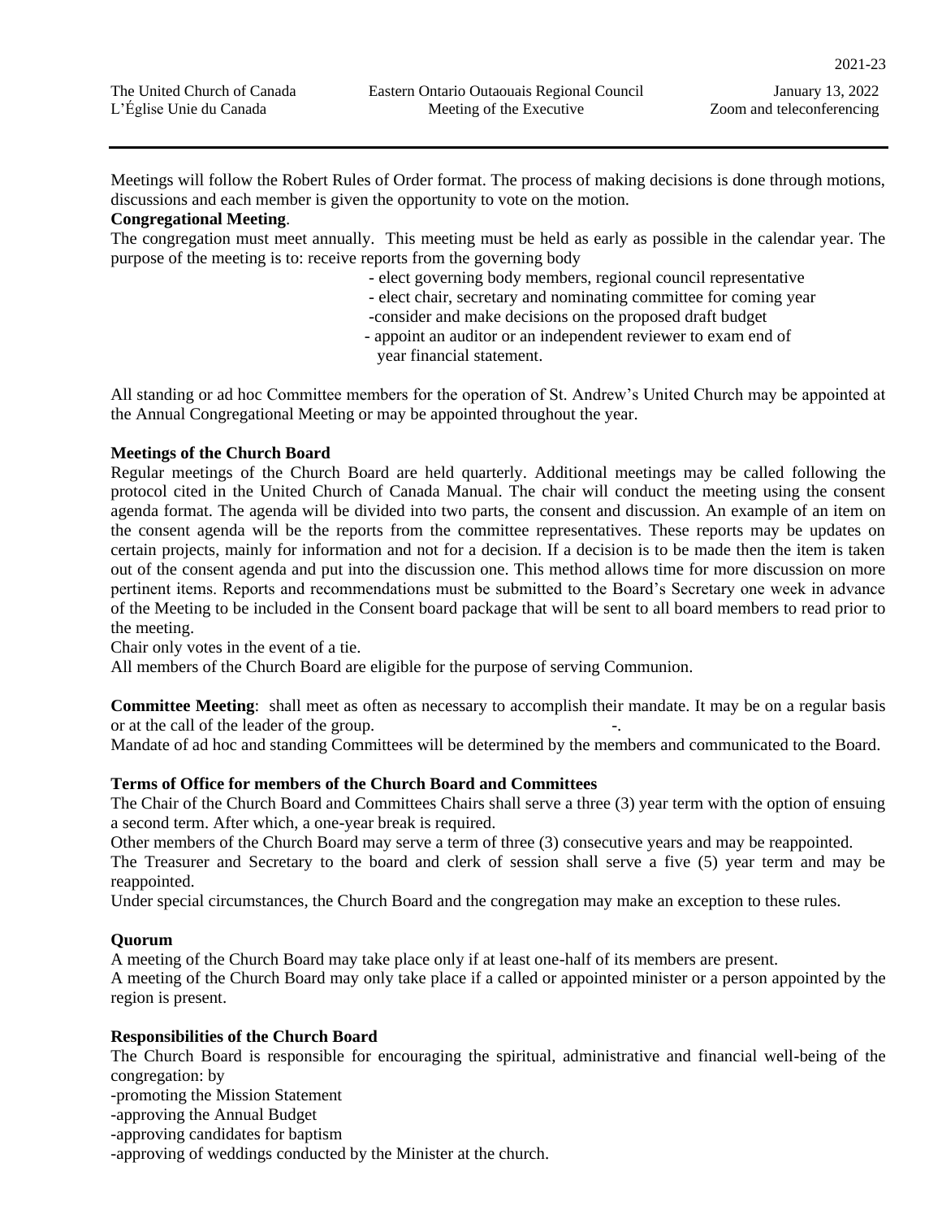Meetings will follow the Robert Rules of Order format. The process of making decisions is done through motions, discussions and each member is given the opportunity to vote on the motion.

**Congregational Meeting**.

The congregation must meet annually. This meeting must be held as early as possible in the calendar year. The purpose of the meeting is to: receive reports from the governing body

- elect governing body members, regional council representative
- elect chair, secretary and nominating committee for coming year
- consider and make decisions on the proposed draft budget
- appoint an auditor or an independent reviewer to exam end of year financial statement.

All standing or ad hoc Committee members for the operation of St. Andrew's United Church may be appointed at the Annual Congregational Meeting or may be appointed throughout the year.

**Meetings of the Church Board**

Regular meetings of the Church Board are held quarterly. Additional meetings may be called following the protocol cited in the United Church of Canada Manual. The chair will conduct the meeting using the consent agenda format. The agenda will be divided into two parts, the consent and discussion. An example of an item on the consent agenda will be the reports from the committee representatives. These reports may be updates on certain projects, mainly for information and not for a decision. If a decision is to be made then the item is taken out of the consent agenda and put into the discussion one. This method allows time for more discussion on more pertinent items. Reports and recommendations must be submitted to the Board's Secretary one week in advance of the Meeting to be included in the Consent board package that will be sent to all board members to read prior to the meeting.

Chair only votes in the event of a tie.

All members of the Church Board are eligible for the purpose of serving Communion.

**Committee Meeting**: shall meet as often as necessary to accomplish their mandate. It may be on a regular basis or at the call of the leader of the group. -.

Mandate of ad hoc and standing Committees will be determined by the members and communicated to the Board.

**Terms of Office for members of the Church Board and Committees**

The Chair of the Church Board and Committees Chairs shall serve a three (3) year term with the option of ensuing a second term. After which, a one-year break is required.

Other members of the Church Board may serve a term of three (3) consecutive years and may be reappointed.

The Treasurer and Secretary to the board and clerk of session shall serve a five (5) year term and may be reappointed.

Under special circumstances, the Church Board and the congregation may make an exception to these rules.

**Quorum**

A meeting of the Church Board may take place only if at least one-half of its members are present.

A meeting of the Church Board may only take place if a called or appointed minister or a person appointed by the region is present.

**Responsibilities of the Church Board**

The Church Board is responsible for encouraging the spiritual, administrative and financial well-being of the congregation: by

- promoting the Mission Statement
- approving the Annual Budget
- approving candidates for baptism
- approving of weddings conducted by the Minister at the church.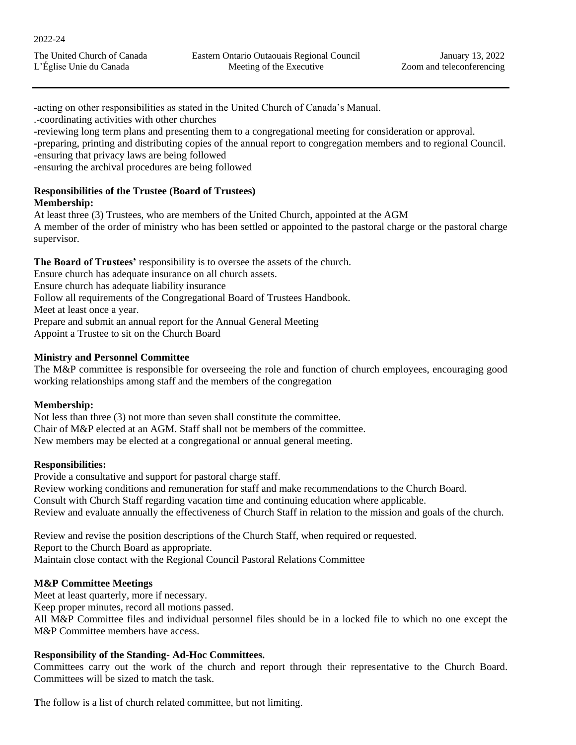-acting on other responsibilities as stated in the United Church of Canada's Manual.
.-coordinating activities with other churches
-reviewing long term plans and presenting them to a congregational meeting for consideration or approval.
-preparing, printing and distributing copies of the annual report to congregation members and to regional Council.
-ensuring that privacy laws are being followed
-ensuring the archival procedures are being followed

**Responsibilities of the Trustee (Board of Trustees)**
**Membership:**
At least three (3) Trustees, who are members of the United Church, appointed at the AGM
A member of the order of ministry who has been settled or appointed to the pastoral charge or the pastoral charge supervisor.

**The Board of Trustees'** responsibility is to oversee the assets of the church.
Ensure church has adequate insurance on all church assets.
Ensure church has adequate liability insurance
Follow all requirements of the Congregational Board of Trustees Handbook.
Meet at least once a year.
Prepare and submit an annual report for the Annual General Meeting
Appoint a Trustee to sit on the Church Board

**Ministry and Personnel Committee**
The M&P committee is responsible for overseeing the role and function of church employees, encouraging good working relationships among staff and the members of the congregation

**Membership:**
Not less than three (3) not more than seven shall constitute the committee.
Chair of M&P elected at an AGM. Staff shall not be members of the committee.
New members may be elected at a congregational or annual general meeting.

**Responsibilities:**
Provide a consultative and support for pastoral charge staff.
Review working conditions and remuneration for staff and make recommendations to the Church Board.
Consult with Church Staff regarding vacation time and continuing education where applicable.
Review and evaluate annually the effectiveness of Church Staff in relation to the mission and goals of the church.

Review and revise the position descriptions of the Church Staff, when required or requested.
Report to the Church Board as appropriate.
Maintain close contact with the Regional Council Pastoral Relations Committee

**M&P Committee Meetings**
Meet at least quarterly, more if necessary.
Keep proper minutes, record all motions passed.
All M&P Committee files and individual personnel files should be in a locked file to which no one except the M&P Committee members have access.

**Responsibility of the Standing- Ad-Hoc Committees.**
Committees carry out the work of the church and report through their representative to the Church Board. Committees will be sized to match the task.

**T**he follow is a list of church related committee, but not limiting.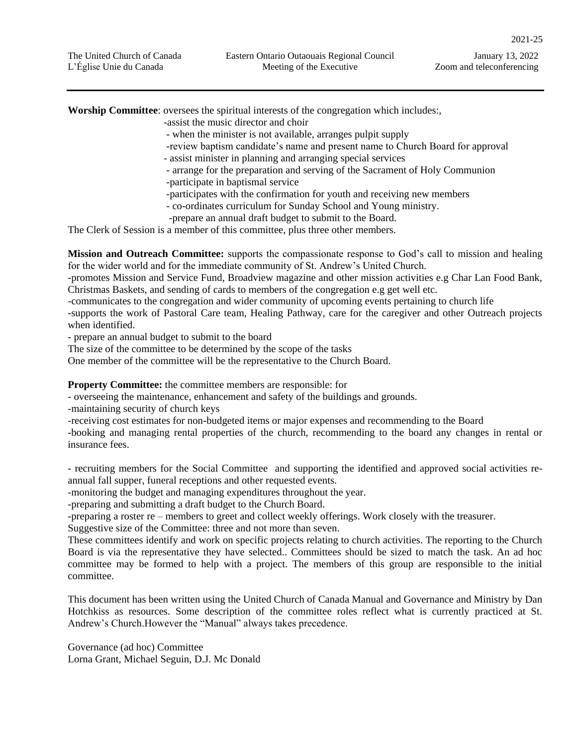**Worship Committee**: oversees the spiritual interests of the congregation which includes:,

- -assist the music director and choir
- - when the minister is not available, arranges pulpit supply
- -review baptism candidate's name and present name to Church Board for approval
- - assist minister in planning and arranging special services
- - arrange for the preparation and serving of the Sacrament of Holy Communion
- -participate in baptismal service
- -participates with the confirmation for youth and receiving new members
- - co-ordinates curriculum for Sunday School and Young ministry.
- -prepare an annual draft budget to submit to the Board.

The Clerk of Session is a member of this committee, plus three other members.

**Mission and Outreach Committee:** supports the compassionate response to God's call to mission and healing for the wider world and for the immediate community of St. Andrew's United Church.

-promotes Mission and Service Fund, Broadview magazine and other mission activities e.g Char Lan Food Bank, Christmas Baskets, and sending of cards to members of the congregation e.g get well etc.

-communicates to the congregation and wider community of upcoming events pertaining to church life

-supports the work of Pastoral Care team, Healing Pathway, care for the caregiver and other Outreach projects when identified.

- prepare an annual budget to submit to the board

The size of the committee to be determined by the scope of the tasks

One member of the committee will be the representative to the Church Board.

**Property Committee:** the committee members are responsible: for

- overseeing the maintenance, enhancement and safety of the buildings and grounds.

-maintaining security of church keys

-receiving cost estimates for non-budgeted items or major expenses and recommending to the Board

-booking and managing rental properties of the church, recommending to the board any changes in rental or insurance fees.

- recruiting members for the Social Committee and supporting the identified and approved social activities re- annual fall supper, funeral receptions and other requested events.

-monitoring the budget and managing expenditures throughout the year.

-preparing and submitting a draft budget to the Church Board.

-preparing a roster re – members to greet and collect weekly offerings. Work closely with the treasurer.

Suggestive size of the Committee: three and not more than seven.

These committees identify and work on specific projects relating to church activities. The reporting to the Church Board is via the representative they have selected.. Committees should be sized to match the task. An ad hoc committee may be formed to help with a project. The members of this group are responsible to the initial committee.

This document has been written using the United Church of Canada Manual and Governance and Ministry by Dan Hotchkiss as resources. Some description of the committee roles reflect what is currently practiced at St. Andrew's Church.However the "Manual" always takes precedence.

Governance (ad hoc) Committee
Lorna Grant, Michael Seguin, D.J. Mc Donald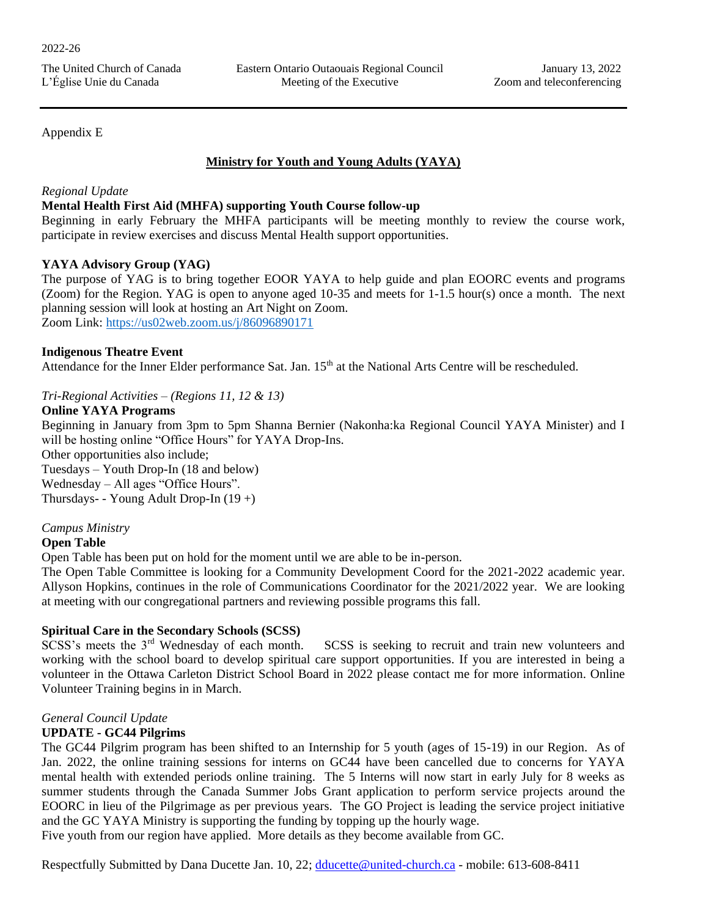Appendix E

## Ministry for Youth and Young Adults (YAYA)

*Regional Update*

**Mental Health First Aid (MHFA) supporting Youth Course follow-up**

Beginning in early February the MHFA participants will be meeting monthly to review the course work, participate in review exercises and discuss Mental Health support opportunities.

**YAYA Advisory Group (YAG)**

The purpose of YAG is to bring together EOOR YAYA to help guide and plan EOORC events and programs (Zoom) for the Region. YAG is open to anyone aged 10-35 and meets for 1-1.5 hour(s) once a month. The next planning session will look at hosting an Art Night on Zoom.
Zoom Link: https://us02web.zoom.us/j/86096890171

**Indigenous Theatre Event**

Attendance for the Inner Elder performance Sat. Jan. 15th at the National Arts Centre will be rescheduled.

*Tri-Regional Activities – (Regions 11, 12 & 13)*

**Online YAYA Programs**

Beginning in January from 3pm to 5pm Shanna Bernier (Nakonha:ka Regional Council YAYA Minister) and I will be hosting online "Office Hours" for YAYA Drop-Ins.
Other opportunities also include;
Tuesdays – Youth Drop-In (18 and below)
Wednesday – All ages "Office Hours".
Thursdays- - Young Adult Drop-In (19 +)

*Campus Ministry*

**Open Table**

Open Table has been put on hold for the moment until we are able to be in-person.
The Open Table Committee is looking for a Community Development Coord for the 2021-2022 academic year. Allyson Hopkins, continues in the role of Communications Coordinator for the 2021/2022 year. We are looking at meeting with our congregational partners and reviewing possible programs this fall.

**Spiritual Care in the Secondary Schools (SCSS)**

SCSS's meets the 3rd Wednesday of each month. SCSS is seeking to recruit and train new volunteers and working with the school board to develop spiritual care support opportunities. If you are interested in being a volunteer in the Ottawa Carleton District School Board in 2022 please contact me for more information. Online Volunteer Training begins in in March.

*General Council Update*

**UPDATE - GC44 Pilgrims**

The GC44 Pilgrim program has been shifted to an Internship for 5 youth (ages of 15-19) in our Region. As of Jan. 2022, the online training sessions for interns on GC44 have been cancelled due to concerns for YAYA mental health with extended periods online training. The 5 Interns will now start in early July for 8 weeks as summer students through the Canada Summer Jobs Grant application to perform service projects around the EOORC in lieu of the Pilgrimage as per previous years. The GO Project is leading the service project initiative and the GC YAYA Ministry is supporting the funding by topping up the hourly wage.
Five youth from our region have applied. More details as they become available from GC.

Respectfully Submitted by Dana Ducette Jan. 10, 22; dducette@united-church.ca - mobile: 613-608-8411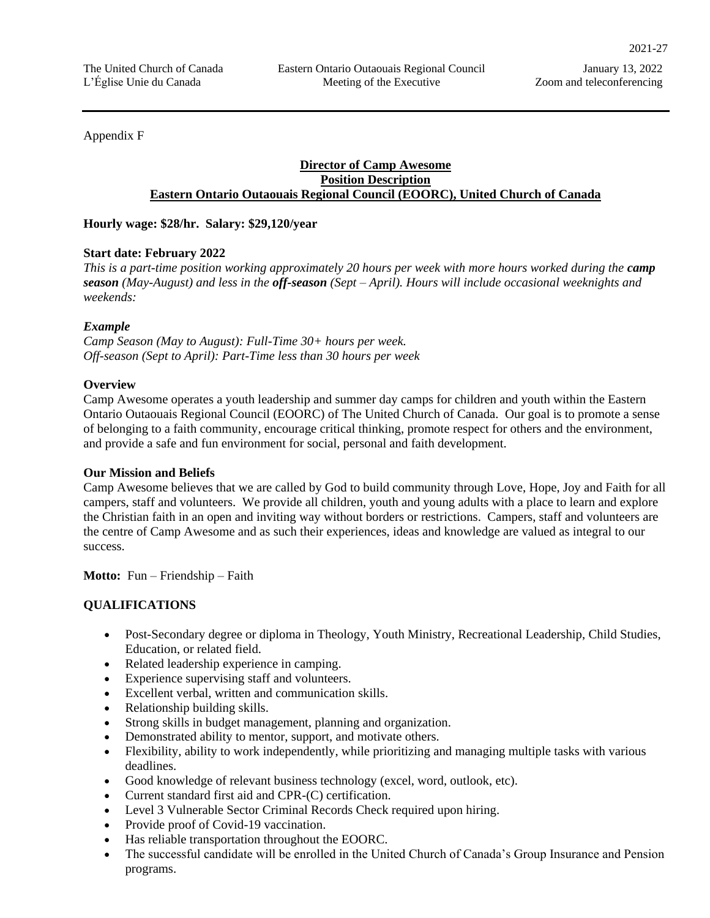Appendix F

**Director of Camp Awesome**
**Position Description**
**Eastern Ontario Outaouais Regional Council (EOORC), United Church of Canada**

**Hourly wage: $28/hr. Salary: $29,120/year**

**Start date: February 2022**

*This is a part-time position working approximately 20 hours per week with more hours worked during the* ***camp season*** *(May-August) and less in the* ***off-season*** *(Sept – April). Hours will include occasional weeknights and weekends:*

***Example***

*Camp Season (May to August): Full-Time 30+ hours per week.*
*Off-season (Sept to April): Part-Time less than 30 hours per week*

**Overview**

Camp Awesome operates a youth leadership and summer day camps for children and youth within the Eastern Ontario Outaouais Regional Council (EOORC) of The United Church of Canada. Our goal is to promote a sense of belonging to a faith community, encourage critical thinking, promote respect for others and the environment, and provide a safe and fun environment for social, personal and faith development.

**Our Mission and Beliefs**

Camp Awesome believes that we are called by God to build community through Love, Hope, Joy and Faith for all campers, staff and volunteers. We provide all children, youth and young adults with a place to learn and explore the Christian faith in an open and inviting way without borders or restrictions. Campers, staff and volunteers are the centre of Camp Awesome and as such their experiences, ideas and knowledge are valued as integral to our success.

**Motto:** Fun – Friendship – Faith

**QUALIFICATIONS**

- Post-Secondary degree or diploma in Theology, Youth Ministry, Recreational Leadership, Child Studies, Education, or related field.
- Related leadership experience in camping.
- Experience supervising staff and volunteers.
- Excellent verbal, written and communication skills.
- Relationship building skills.
- Strong skills in budget management, planning and organization.
- Demonstrated ability to mentor, support, and motivate others.
- Flexibility, ability to work independently, while prioritizing and managing multiple tasks with various deadlines.
- Good knowledge of relevant business technology (excel, word, outlook, etc).
- Current standard first aid and CPR-(C) certification.
- Level 3 Vulnerable Sector Criminal Records Check required upon hiring.
- Provide proof of Covid-19 vaccination.
- Has reliable transportation throughout the EOORC.
- The successful candidate will be enrolled in the United Church of Canada's Group Insurance and Pension programs.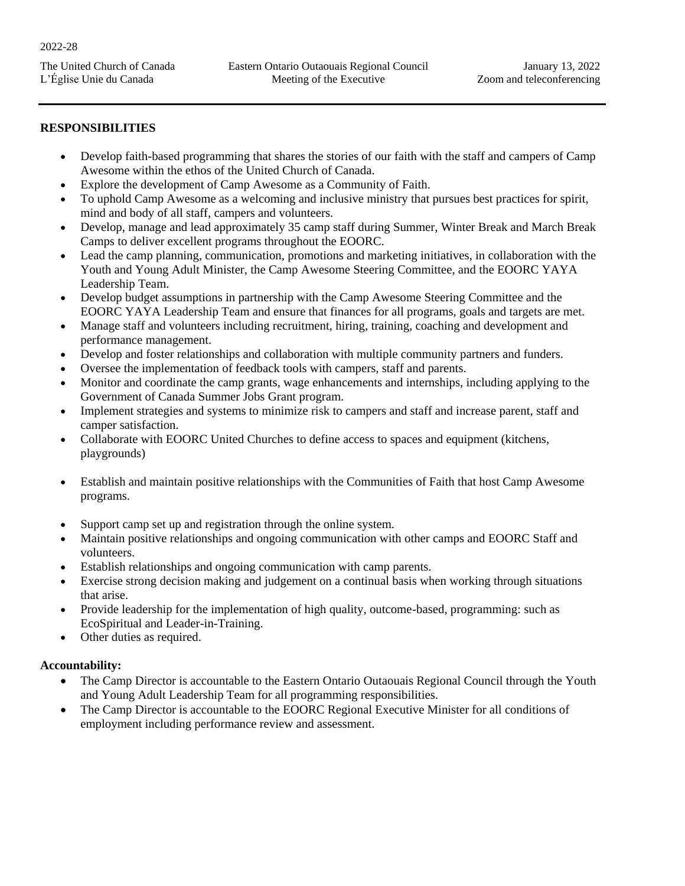## RESPONSIBILITIES

- Develop faith-based programming that shares the stories of our faith with the staff and campers of Camp Awesome within the ethos of the United Church of Canada.
- Explore the development of Camp Awesome as a Community of Faith.
- To uphold Camp Awesome as a welcoming and inclusive ministry that pursues best practices for spirit, mind and body of all staff, campers and volunteers.
- Develop, manage and lead approximately 35 camp staff during Summer, Winter Break and March Break Camps to deliver excellent programs throughout the EOORC.
- Lead the camp planning, communication, promotions and marketing initiatives, in collaboration with the Youth and Young Adult Minister, the Camp Awesome Steering Committee, and the EOORC YAYA Leadership Team.
- Develop budget assumptions in partnership with the Camp Awesome Steering Committee and the EOORC YAYA Leadership Team and ensure that finances for all programs, goals and targets are met.
- Manage staff and volunteers including recruitment, hiring, training, coaching and development and performance management.
- Develop and foster relationships and collaboration with multiple community partners and funders.
- Oversee the implementation of feedback tools with campers, staff and parents.
- Monitor and coordinate the camp grants, wage enhancements and internships, including applying to the Government of Canada Summer Jobs Grant program.
- Implement strategies and systems to minimize risk to campers and staff and increase parent, staff and camper satisfaction.
- Collaborate with EOORC United Churches to define access to spaces and equipment (kitchens, playgrounds)
- Establish and maintain positive relationships with the Communities of Faith that host Camp Awesome programs.
- Support camp set up and registration through the online system.
- Maintain positive relationships and ongoing communication with other camps and EOORC Staff and volunteers.
- Establish relationships and ongoing communication with camp parents.
- Exercise strong decision making and judgement on a continual basis when working through situations that arise.
- Provide leadership for the implementation of high quality, outcome-based, programming: such as EcoSpiritual and Leader-in-Training.
- Other duties as required.

**Accountability:**

- The Camp Director is accountable to the Eastern Ontario Outaouais Regional Council through the Youth and Young Adult Leadership Team for all programming responsibilities.
- The Camp Director is accountable to the EOORC Regional Executive Minister for all conditions of employment including performance review and assessment.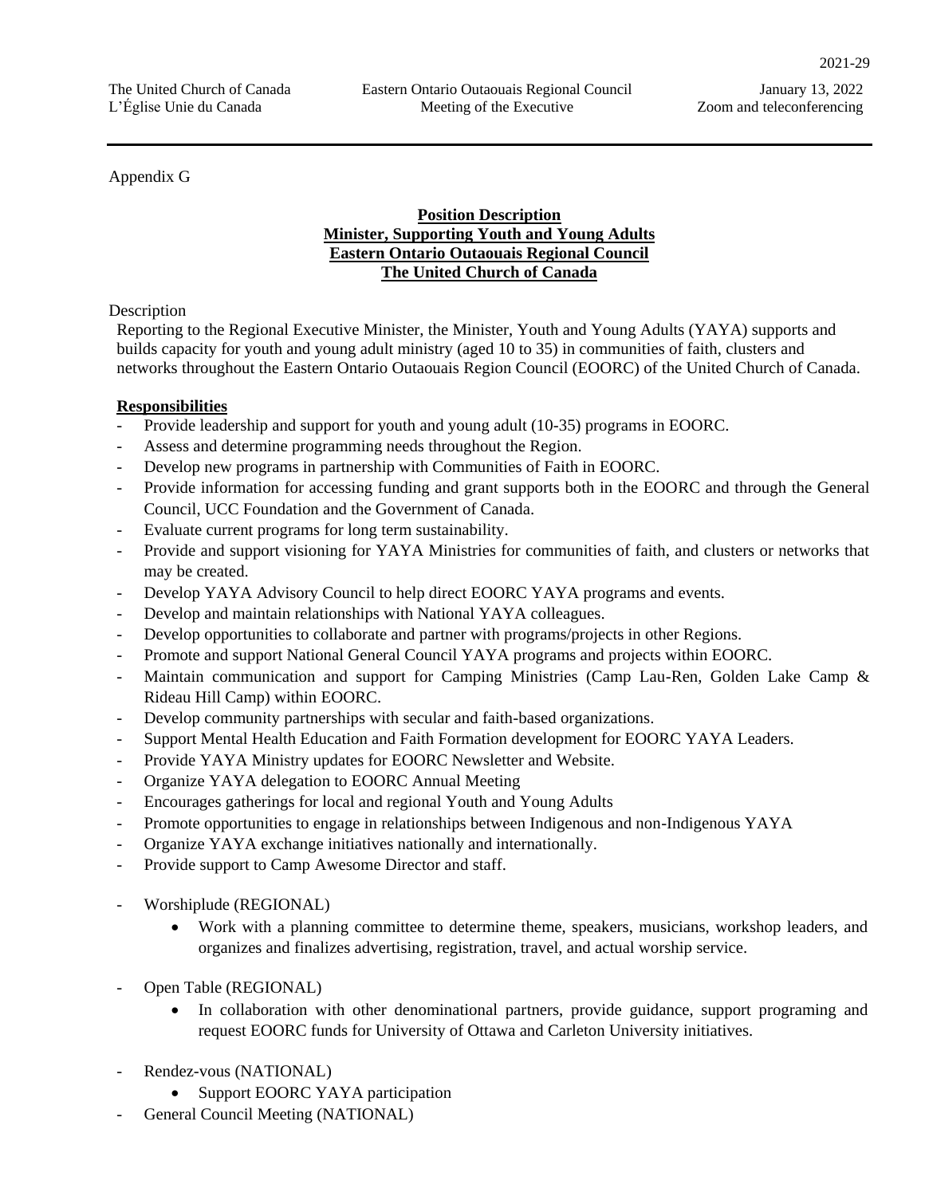Appendix G

**Position Description**
**Minister, Supporting Youth and Young Adults**
**Eastern Ontario Outaouais Regional Council**
**The United Church of Canada**

Description

Reporting to the Regional Executive Minister, the Minister, Youth and Young Adults (YAYA) supports and builds capacity for youth and young adult ministry (aged 10 to 35) in communities of faith, clusters and networks throughout the Eastern Ontario Outaouais Region Council (EOORC) of the United Church of Canada.

**Responsibilities**

- Provide leadership and support for youth and young adult (10-35) programs in EOORC.
- Assess and determine programming needs throughout the Region.
- Develop new programs in partnership with Communities of Faith in EOORC.
- Provide information for accessing funding and grant supports both in the EOORC and through the General Council, UCC Foundation and the Government of Canada.
- Evaluate current programs for long term sustainability.
- Provide and support visioning for YAYA Ministries for communities of faith, and clusters or networks that may be created.
- Develop YAYA Advisory Council to help direct EOORC YAYA programs and events.
- Develop and maintain relationships with National YAYA colleagues.
- Develop opportunities to collaborate and partner with programs/projects in other Regions.
- Promote and support National General Council YAYA programs and projects within EOORC.
- Maintain communication and support for Camping Ministries (Camp Lau-Ren, Golden Lake Camp & Rideau Hill Camp) within EOORC.
- Develop community partnerships with secular and faith-based organizations.
- Support Mental Health Education and Faith Formation development for EOORC YAYA Leaders.
- Provide YAYA Ministry updates for EOORC Newsletter and Website.
- Organize YAYA delegation to EOORC Annual Meeting
- Encourages gatherings for local and regional Youth and Young Adults
- Promote opportunities to engage in relationships between Indigenous and non-Indigenous YAYA
- Organize YAYA exchange initiatives nationally and internationally.
- Provide support to Camp Awesome Director and staff.

- Worshiplude (REGIONAL)
  - Work with a planning committee to determine theme, speakers, musicians, workshop leaders, and organizes and finalizes advertising, registration, travel, and actual worship service.

- Open Table (REGIONAL)
  - In collaboration with other denominational partners, provide guidance, support programing and request EOORC funds for University of Ottawa and Carleton University initiatives.

- Rendez-vous (NATIONAL)
  - Support EOORC YAYA participation
- General Council Meeting (NATIONAL)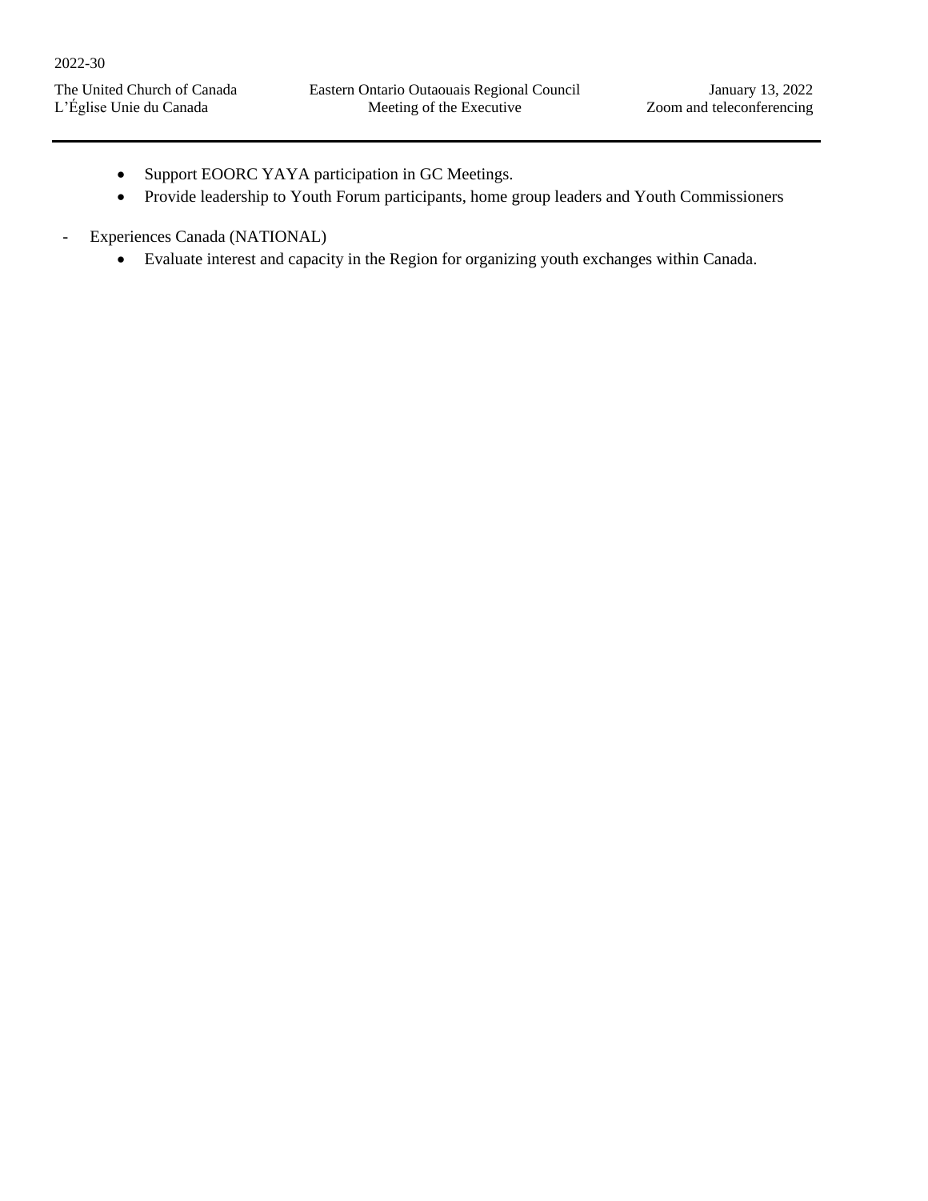- Support EOORC YAYA participation in GC Meetings.
  - Provide leadership to Youth Forum participants, home group leaders and Youth Commissioners

- Experiences Canada (NATIONAL)
  - Evaluate interest and capacity in the Region for organizing youth exchanges within Canada.